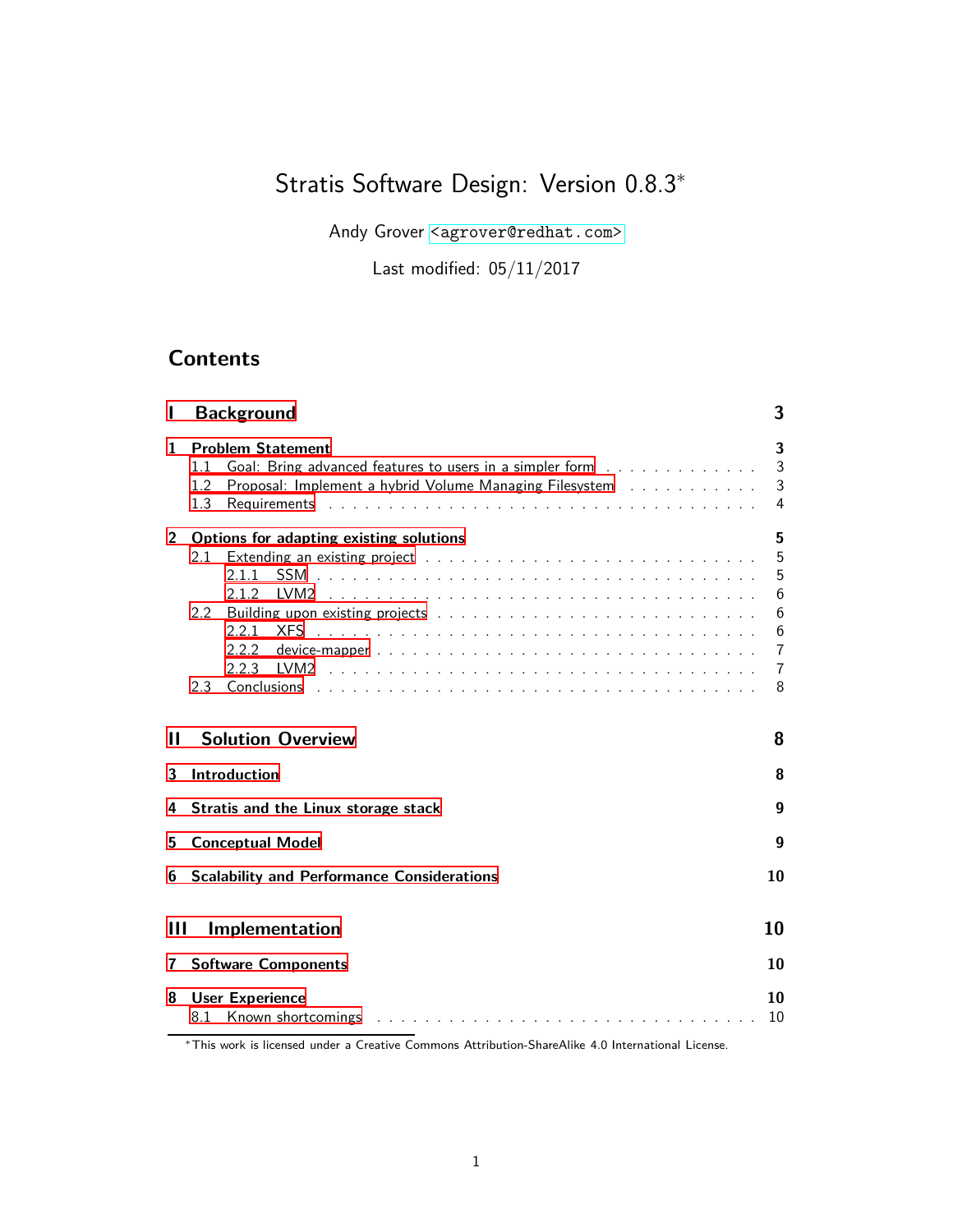# Stratis Software Design: Version 0.8.3*

Andy Grover <agrover@redhat.com>

Last modified: 05/11/2017

## Contents

**I Background** — 3

**1 Problem Statement** — 3
- 1.1 Goal: Bring advanced features to users in a simpler form — 3
- 1.2 Proposal: Implement a hybrid Volume Managing Filesystem — 3
- 1.3 Requirements — 4

**2 Options for adapting existing solutions** — 5
- 2.1 Extending an existing project — 5
  - 2.1.1 SSM — 5
  - 2.1.2 LVM2 — 6
- 2.2 Building upon existing projects — 6
  - 2.2.1 XFS — 6
  - 2.2.2 device-mapper — 7
  - 2.2.3 LVM2 — 7
- 2.3 Conclusions — 8

**II Solution Overview** — 8

**3 Introduction** — 8

**4 Stratis and the Linux storage stack** — 9

**5 Conceptual Model** — 9

**6 Scalability and Performance Considerations** — 10

**III Implementation** — 10

**7 Software Components** — 10

**8 User Experience** — 10
- 8.1 Known shortcomings — 10

*This work is licensed under a Creative Commons Attribution-ShareAlike 4.0 International License.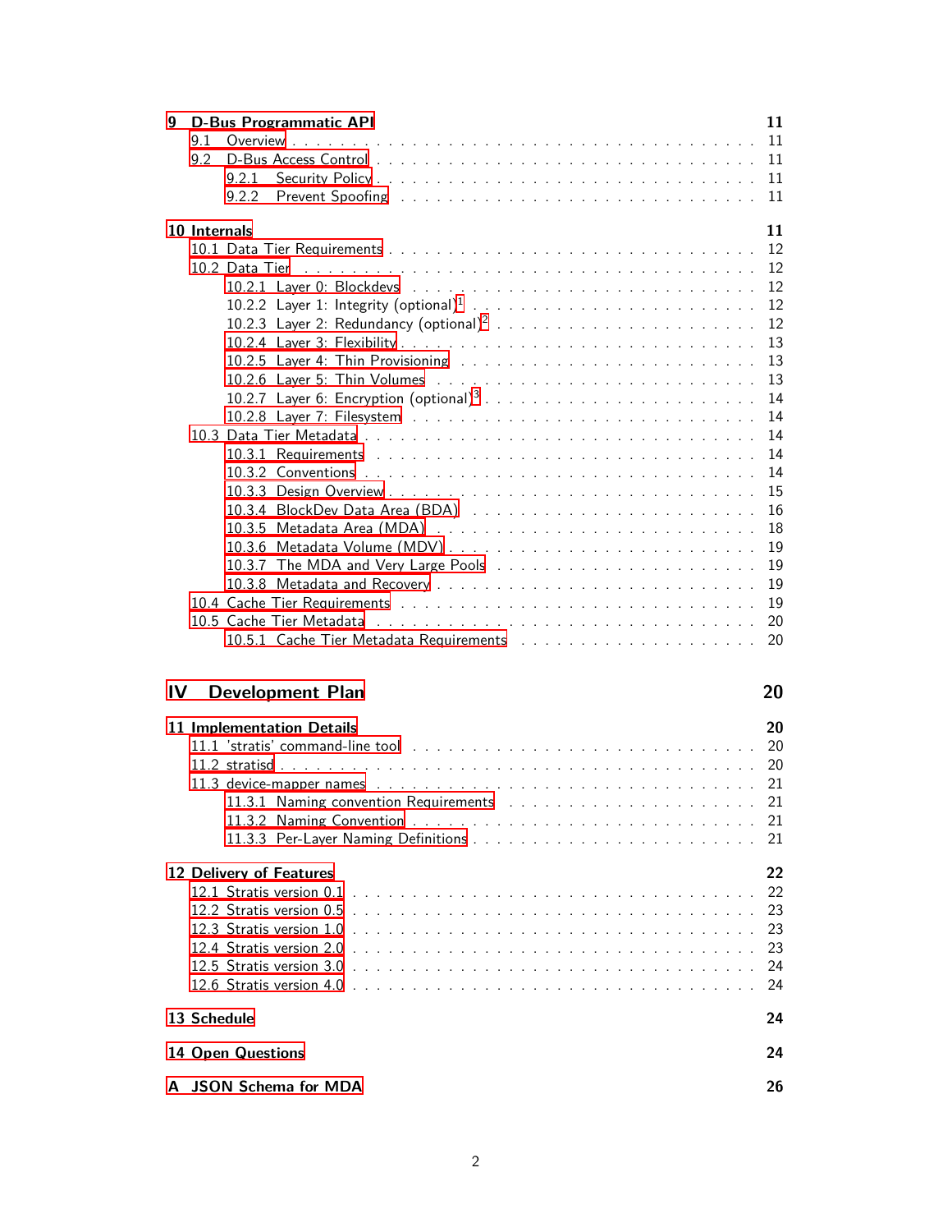**9 D-Bus Programmatic API** **11**

- 9.1 Overview . . . . . 11
- 9.2 D-Bus Access Control . . . . . 11
  - 9.2.1 Security Policy . . . . . 11
  - 9.2.2 Prevent Spoofing . . . . . 11

**10 Internals** **11**

- 10.1 Data Tier Requirements . . . . . 12
- 10.2 Data Tier . . . . . 12
  - 10.2.1 Layer 0: Blockdevs . . . . . 12
  - 10.2.2 Layer 1: Integrity (optional)[1] . . . . . 12
  - 10.2.3 Layer 2: Redundancy (optional)[2] . . . . . 12
  - 10.2.4 Layer 3: Flexibility . . . . . 13
  - 10.2.5 Layer 4: Thin Provisioning . . . . . 13
  - 10.2.6 Layer 5: Thin Volumes . . . . . 13
  - 10.2.7 Layer 6: Encryption (optional)[3] . . . . . 14
  - 10.2.8 Layer 7: Filesystem . . . . . 14
- 10.3 Data Tier Metadata . . . . . 14
  - 10.3.1 Requirements . . . . . 14
  - 10.3.2 Conventions . . . . . 14
  - 10.3.3 Design Overview . . . . . 15
  - 10.3.4 BlockDev Data Area (BDA) . . . . . 16
  - 10.3.5 Metadata Area (MDA) . . . . . 18
  - 10.3.6 Metadata Volume (MDV) . . . . . 19
  - 10.3.7 The MDA and Very Large Pools . . . . . 19
  - 10.3.8 Metadata and Recovery . . . . . 19
- 10.4 Cache Tier Requirements . . . . . 19
- 10.5 Cache Tier Metadata . . . . . 20
  - 10.5.1 Cache Tier Metadata Requirements . . . . . 20

# IV Development Plan **20**

**11 Implementation Details** **20**

- 11.1 'stratis' command-line tool . . . . . 20
- 11.2 stratisd . . . . . 20
- 11.3 device-mapper names . . . . . 21
  - 11.3.1 Naming convention Requirements . . . . . 21
  - 11.3.2 Naming Convention . . . . . 21
  - 11.3.3 Per-Layer Naming Definitions . . . . . 21

**12 Delivery of Features** **22**

- 12.1 Stratis version 0.1 . . . . . 22
- 12.2 Stratis version 0.5 . . . . . 23
- 12.3 Stratis version 1.0 . . . . . 23
- 12.4 Stratis version 2.0 . . . . . 23
- 12.5 Stratis version 3.0 . . . . . 24
- 12.6 Stratis version 4.0 . . . . . 24

**13 Schedule** **24**

**14 Open Questions** **24**

**A JSON Schema for MDA** **26**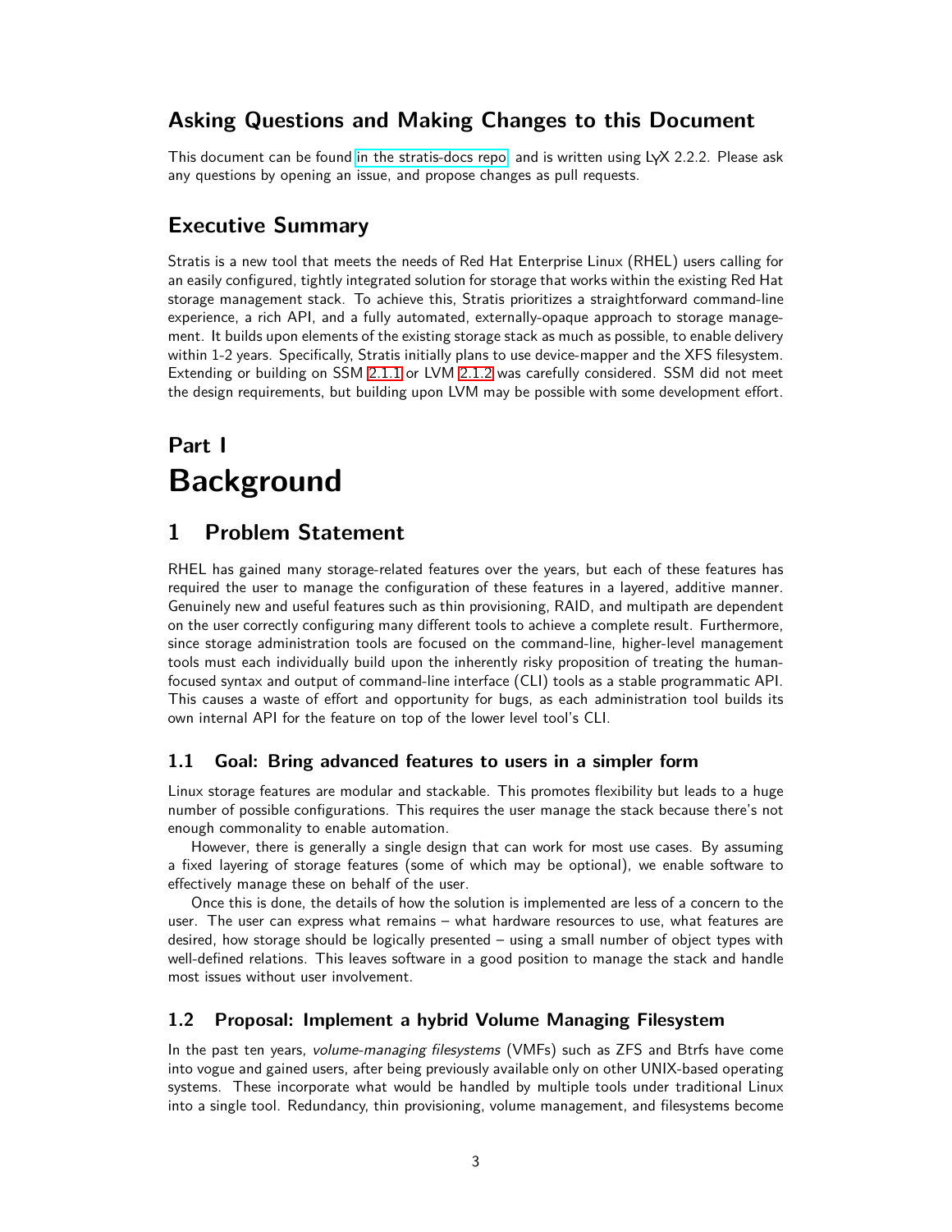## Asking Questions and Making Changes to this Document

This document can be found in the stratis-docs repo, and is written using LyX 2.2.2. Please ask any questions by opening an issue, and propose changes as pull requests.

## Executive Summary

Stratis is a new tool that meets the needs of Red Hat Enterprise Linux (RHEL) users calling for an easily configured, tightly integrated solution for storage that works within the existing Red Hat storage management stack. To achieve this, Stratis prioritizes a straightforward command-line experience, a rich API, and a fully automated, externally-opaque approach to storage management. It builds upon elements of the existing storage stack as much as possible, to enable delivery within 1-2 years. Specifically, Stratis initially plans to use device-mapper and the XFS filesystem. Extending or building on SSM 2.1.1 or LVM 2.1.2 was carefully considered. SSM did not meet the design requirements, but building upon LVM may be possible with some development effort.

# Part I
# Background

## 1 Problem Statement

RHEL has gained many storage-related features over the years, but each of these features has required the user to manage the configuration of these features in a layered, additive manner. Genuinely new and useful features such as thin provisioning, RAID, and multipath are dependent on the user correctly configuring many different tools to achieve a complete result. Furthermore, since storage administration tools are focused on the command-line, higher-level management tools must each individually build upon the inherently risky proposition of treating the human-focused syntax and output of command-line interface (CLI) tools as a stable programmatic API. This causes a waste of effort and opportunity for bugs, as each administration tool builds its own internal API for the feature on top of the lower level tool's CLI.

### 1.1 Goal: Bring advanced features to users in a simpler form

Linux storage features are modular and stackable. This promotes flexibility but leads to a huge number of possible configurations. This requires the user manage the stack because there's not enough commonality to enable automation.

However, there is generally a single design that can work for most use cases. By assuming a fixed layering of storage features (some of which may be optional), we enable software to effectively manage these on behalf of the user.

Once this is done, the details of how the solution is implemented are less of a concern to the user. The user can express what remains – what hardware resources to use, what features are desired, how storage should be logically presented – using a small number of object types with well-defined relations. This leaves software in a good position to manage the stack and handle most issues without user involvement.

### 1.2 Proposal: Implement a hybrid Volume Managing Filesystem

In the past ten years, *volume-managing filesystems* (VMFs) such as ZFS and Btrfs have come into vogue and gained users, after being previously available only on other UNIX-based operating systems. These incorporate what would be handled by multiple tools under traditional Linux into a single tool. Redundancy, thin provisioning, volume management, and filesystems become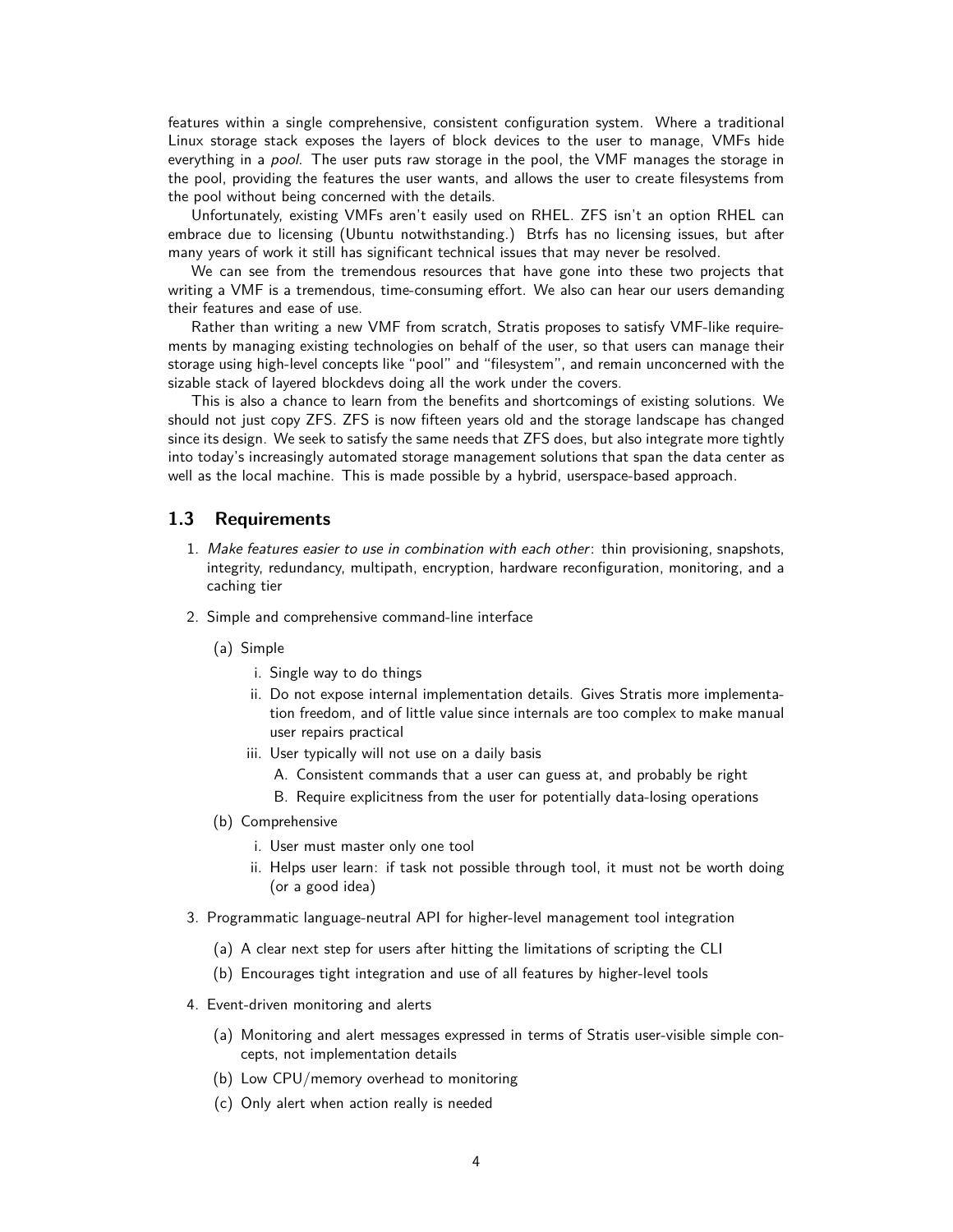features within a single comprehensive, consistent configuration system. Where a traditional Linux storage stack exposes the layers of block devices to the user to manage, VMFs hide everything in a *pool*. The user puts raw storage in the pool, the VMF manages the storage in the pool, providing the features the user wants, and allows the user to create filesystems from the pool without being concerned with the details.

Unfortunately, existing VMFs aren't easily used on RHEL. ZFS isn't an option RHEL can embrace due to licensing (Ubuntu notwithstanding.) Btrfs has no licensing issues, but after many years of work it still has significant technical issues that may never be resolved.

We can see from the tremendous resources that have gone into these two projects that writing a VMF is a tremendous, time-consuming effort. We also can hear our users demanding their features and ease of use.

Rather than writing a new VMF from scratch, Stratis proposes to satisfy VMF-like requirements by managing existing technologies on behalf of the user, so that users can manage their storage using high-level concepts like "pool" and "filesystem", and remain unconcerned with the sizable stack of layered blockdevs doing all the work under the covers.

This is also a chance to learn from the benefits and shortcomings of existing solutions. We should not just copy ZFS. ZFS is now fifteen years old and the storage landscape has changed since its design. We seek to satisfy the same needs that ZFS does, but also integrate more tightly into today's increasingly automated storage management solutions that span the data center as well as the local machine. This is made possible by a hybrid, userspace-based approach.

## 1.3 Requirements

1. *Make features easier to use in combination with each other*: thin provisioning, snapshots, integrity, redundancy, multipath, encryption, hardware reconfiguration, monitoring, and a caching tier
2. Simple and comprehensive command-line interface
   (a) Simple
      i. Single way to do things
      ii. Do not expose internal implementation details. Gives Stratis more implementation freedom, and of little value since internals are too complex to make manual user repairs practical
      iii. User typically will not use on a daily basis
         A. Consistent commands that a user can guess at, and probably be right
         B. Require explicitness from the user for potentially data-losing operations

   (b) Comprehensive
      i. User must master only one tool
      ii. Helps user learn: if task not possible through tool, it must not be worth doing (or a good idea)
3. Programmatic language-neutral API for higher-level management tool integration
   (a) A clear next step for users after hitting the limitations of scripting the CLI
   (b) Encourages tight integration and use of all features by higher-level tools
4. Event-driven monitoring and alerts
   (a) Monitoring and alert messages expressed in terms of Stratis user-visible simple concepts, not implementation details
   (b) Low CPU/memory overhead to monitoring
   (c) Only alert when action really is needed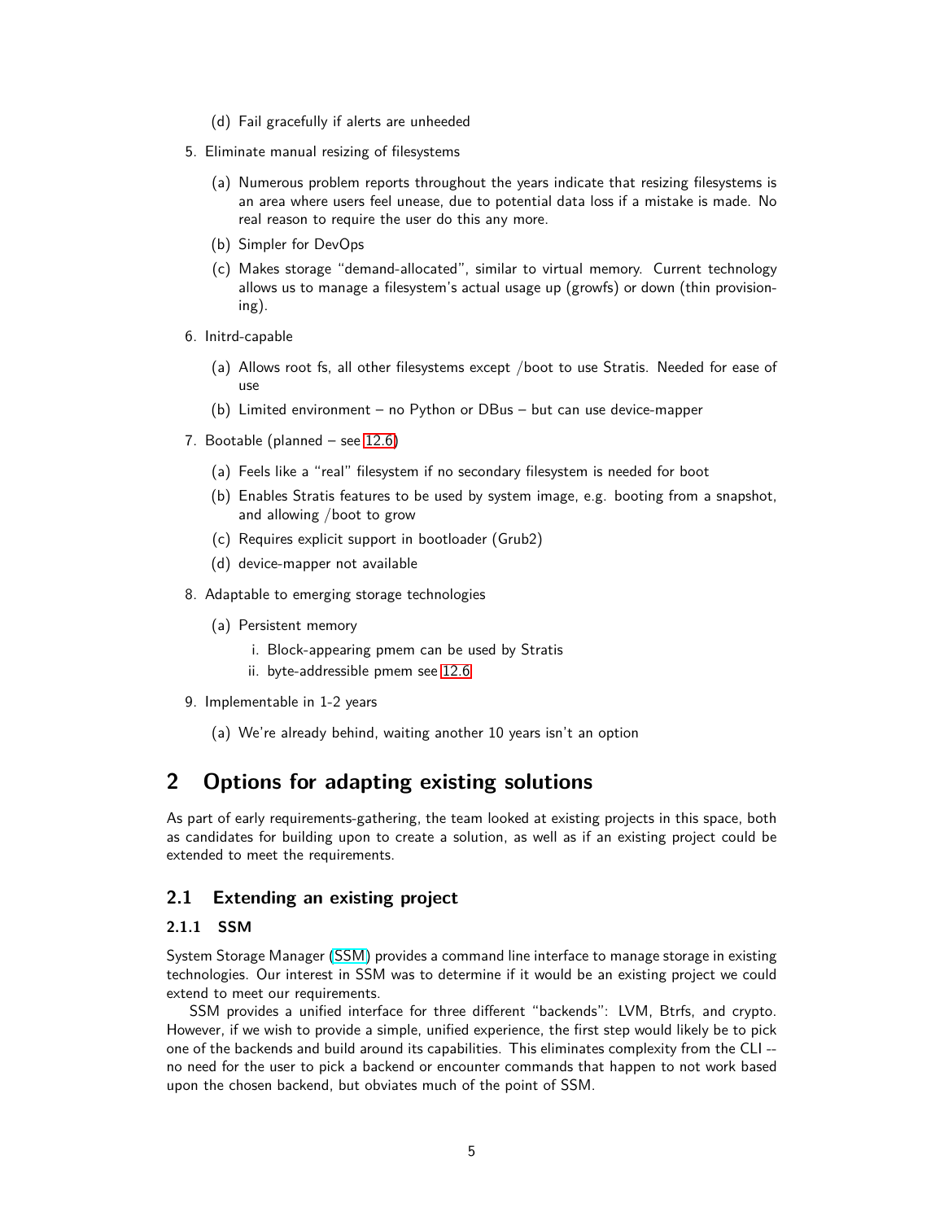(d) Fail gracefully if alerts are unheeded

5. Eliminate manual resizing of filesystems
   (a) Numerous problem reports throughout the years indicate that resizing filesystems is an area where users feel unease, due to potential data loss if a mistake is made. No real reason to require the user do this any more.
   (b) Simpler for DevOps
   (c) Makes storage "demand-allocated", similar to virtual memory. Current technology allows us to manage a filesystem's actual usage up (growfs) or down (thin provisioning).

6. Initrd-capable
   (a) Allows root fs, all other filesystems except /boot to use Stratis. Needed for ease of use
   (b) Limited environment – no Python or DBus – but can use device-mapper

7. Bootable (planned – see 12.6)
   (a) Feels like a "real" filesystem if no secondary filesystem is needed for boot
   (b) Enables Stratis features to be used by system image, e.g. booting from a snapshot, and allowing /boot to grow
   (c) Requires explicit support in bootloader (Grub2)
   (d) device-mapper not available

8. Adaptable to emerging storage technologies
   (a) Persistent memory
      i. Block-appearing pmem can be used by Stratis
      ii. byte-addressible pmem see 12.6

9. Implementable in 1-2 years
   (a) We're already behind, waiting another 10 years isn't an option

# 2 Options for adapting existing solutions

As part of early requirements-gathering, the team looked at existing projects in this space, both as candidates for building upon to create a solution, as well as if an existing project could be extended to meet the requirements.

## 2.1 Extending an existing project

### 2.1.1 SSM

System Storage Manager (SSM) provides a command line interface to manage storage in existing technologies. Our interest in SSM was to determine if it would be an existing project we could extend to meet our requirements.

SSM provides a unified interface for three different "backends": LVM, Btrfs, and crypto. However, if we wish to provide a simple, unified experience, the first step would likely be to pick one of the backends and build around its capabilities. This eliminates complexity from the CLI -- no need for the user to pick a backend or encounter commands that happen to not work based upon the chosen backend, but obviates much of the point of SSM.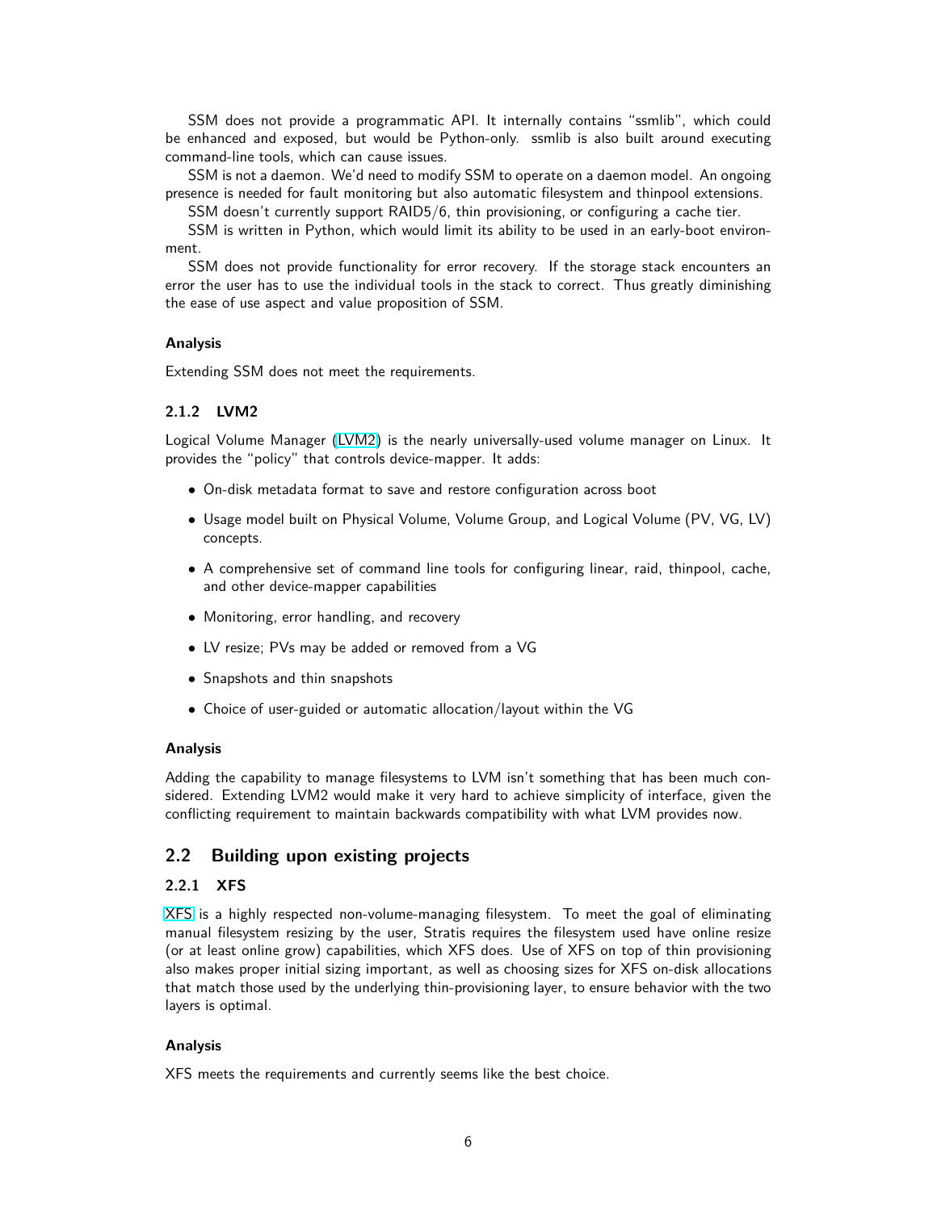SSM does not provide a programmatic API. It internally contains "ssmlib", which could be enhanced and exposed, but would be Python-only. ssmlib is also built around executing command-line tools, which can cause issues.

SSM is not a daemon. We'd need to modify SSM to operate on a daemon model. An ongoing presence is needed for fault monitoring but also automatic filesystem and thinpool extensions.

SSM doesn't currently support RAID5/6, thin provisioning, or configuring a cache tier.

SSM is written in Python, which would limit its ability to be used in an early-boot environment.

SSM does not provide functionality for error recovery. If the storage stack encounters an error the user has to use the individual tools in the stack to correct. Thus greatly diminishing the ease of use aspect and value proposition of SSM.

#### Analysis

Extending SSM does not meet the requirements.

### 2.1.2 LVM2

Logical Volume Manager (LVM2) is the nearly universally-used volume manager on Linux. It provides the "policy" that controls device-mapper. It adds:

- On-disk metadata format to save and restore configuration across boot
- Usage model built on Physical Volume, Volume Group, and Logical Volume (PV, VG, LV) concepts.
- A comprehensive set of command line tools for configuring linear, raid, thinpool, cache, and other device-mapper capabilities
- Monitoring, error handling, and recovery
- LV resize; PVs may be added or removed from a VG
- Snapshots and thin snapshots
- Choice of user-guided or automatic allocation/layout within the VG

#### Analysis

Adding the capability to manage filesystems to LVM isn't something that has been much considered. Extending LVM2 would make it very hard to achieve simplicity of interface, given the conflicting requirement to maintain backwards compatibility with what LVM provides now.

## 2.2 Building upon existing projects

### 2.2.1 XFS

XFS is a highly respected non-volume-managing filesystem. To meet the goal of eliminating manual filesystem resizing by the user, Stratis requires the filesystem used have online resize (or at least online grow) capabilities, which XFS does. Use of XFS on top of thin provisioning also makes proper initial sizing important, as well as choosing sizes for XFS on-disk allocations that match those used by the underlying thin-provisioning layer, to ensure behavior with the two layers is optimal.

#### Analysis

XFS meets the requirements and currently seems like the best choice.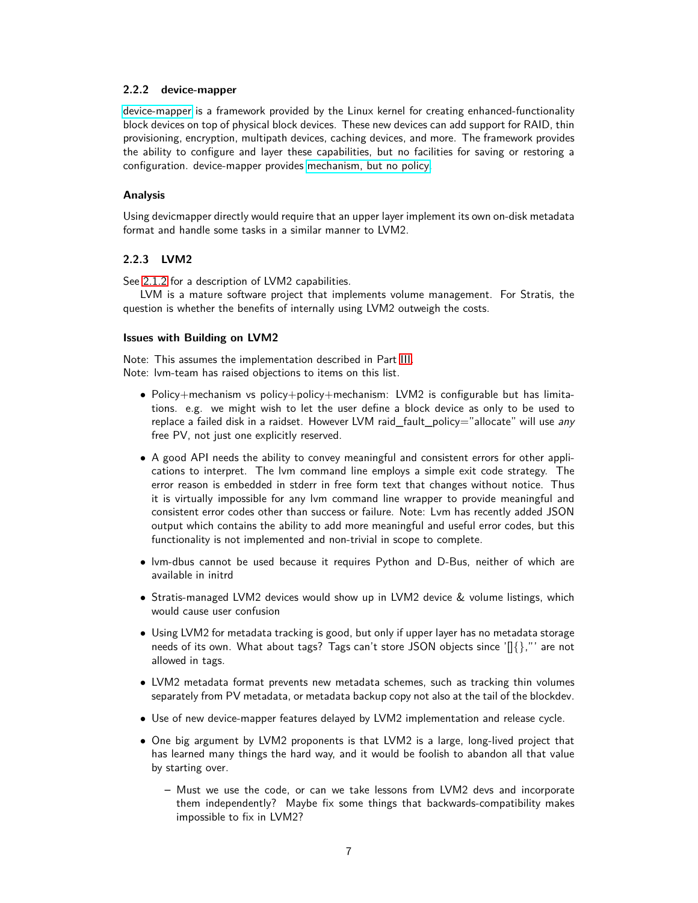### 2.2.2 device-mapper

device-mapper is a framework provided by the Linux kernel for creating enhanced-functionality block devices on top of physical block devices. These new devices can add support for RAID, thin provisioning, encryption, multipath devices, caching devices, and more. The framework provides the ability to configure and layer these capabilities, but no facilities for saving or restoring a configuration. device-mapper provides mechanism, but no policy.

#### Analysis

Using devicmapper directly would require that an upper layer implement its own on-disk metadata format and handle some tasks in a similar manner to LVM2.

### 2.2.3 LVM2

See 2.1.2 for a description of LVM2 capabilities.

LVM is a mature software project that implements volume management. For Stratis, the question is whether the benefits of internally using LVM2 outweigh the costs.

#### Issues with Building on LVM2

Note: This assumes the implementation described in Part III.
Note: lvm-team has raised objections to items on this list.

- Policy+mechanism vs policy+policy+mechanism: LVM2 is configurable but has limitations. e.g. we might wish to let the user define a block device as only to be used to replace a failed disk in a raidset. However LVM raid_fault_policy="allocate" will use *any* free PV, not just one explicitly reserved.
- A good API needs the ability to convey meaningful and consistent errors for other applications to interpret. The lvm command line employs a simple exit code strategy. The error reason is embedded in stderr in free form text that changes without notice. Thus it is virtually impossible for any lvm command line wrapper to provide meaningful and consistent error codes other than success or failure. Note: Lvm has recently added JSON output which contains the ability to add more meaningful and useful error codes, but this functionality is not implemented and non-trivial in scope to complete.
- lvm-dbus cannot be used because it requires Python and D-Bus, neither of which are available in initrd
- Stratis-managed LVM2 devices would show up in LVM2 device & volume listings, which would cause user confusion
- Using LVM2 for metadata tracking is good, but only if upper layer has no metadata storage needs of its own. What about tags? Tags can't store JSON objects since '[]{},"' are not allowed in tags.
- LVM2 metadata format prevents new metadata schemes, such as tracking thin volumes separately from PV metadata, or metadata backup copy not also at the tail of the blockdev.
- Use of new device-mapper features delayed by LVM2 implementation and release cycle.
- One big argument by LVM2 proponents is that LVM2 is a large, long-lived project that has learned many things the hard way, and it would be foolish to abandon all that value by starting over.
  - Must we use the code, or can we take lessons from LVM2 devs and incorporate them independently? Maybe fix some things that backwards-compatibility makes impossible to fix in LVM2?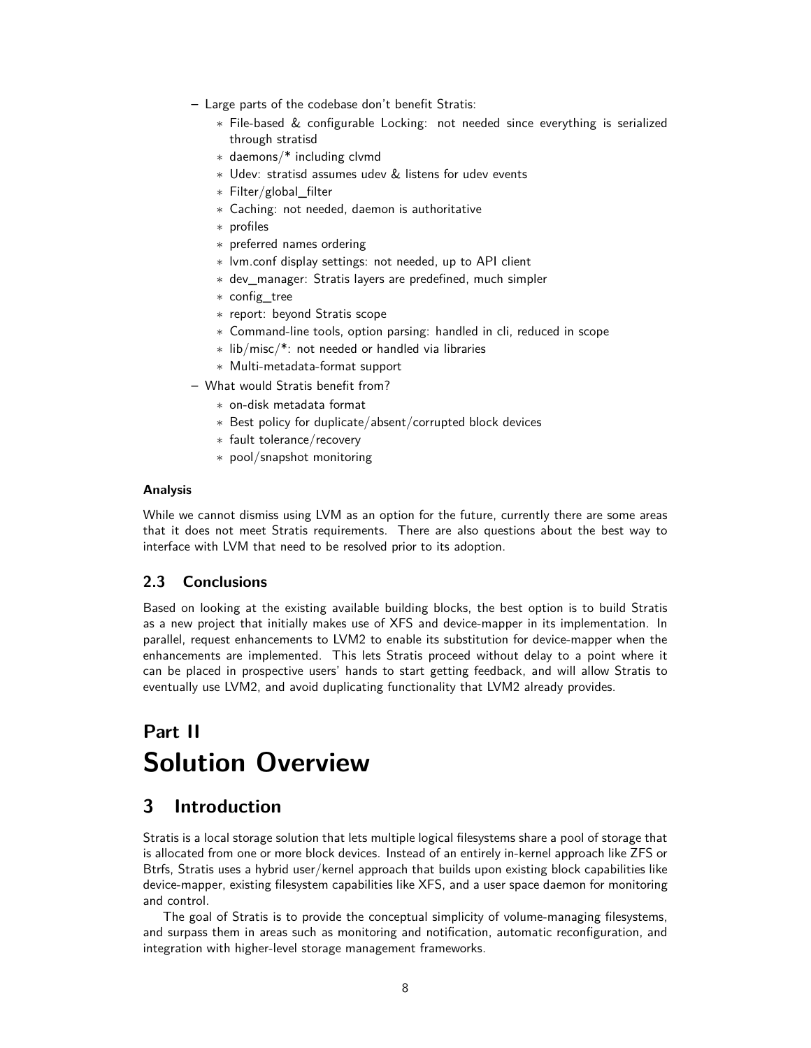- Large parts of the codebase don't benefit Stratis:
  - File-based & configurable Locking: not needed since everything is serialized through stratisd
  - daemons/* including clvmd
  - Udev: stratisd assumes udev & listens for udev events
  - Filter/global_filter
  - Caching: not needed, daemon is authoritative
  - profiles
  - preferred names ordering
  - lvm.conf display settings: not needed, up to API client
  - dev_manager: Stratis layers are predefined, much simpler
  - config_tree
  - report: beyond Stratis scope
  - Command-line tools, option parsing: handled in cli, reduced in scope
  - lib/misc/*: not needed or handled via libraries
  - Multi-metadata-format support
- What would Stratis benefit from?
  - on-disk metadata format
  - Best policy for duplicate/absent/corrupted block devices
  - fault tolerance/recovery
  - pool/snapshot monitoring

**Analysis**

While we cannot dismiss using LVM as an option for the future, currently there are some areas that it does not meet Stratis requirements. There are also questions about the best way to interface with LVM that need to be resolved prior to its adoption.

## 2.3 Conclusions

Based on looking at the existing available building blocks, the best option is to build Stratis as a new project that initially makes use of XFS and device-mapper in its implementation. In parallel, request enhancements to LVM2 to enable its substitution for device-mapper when the enhancements are implemented. This lets Stratis proceed without delay to a point where it can be placed in prospective users' hands to start getting feedback, and will allow Stratis to eventually use LVM2, and avoid duplicating functionality that LVM2 already provides.

# Part II
# Solution Overview

## 3 Introduction

Stratis is a local storage solution that lets multiple logical filesystems share a pool of storage that is allocated from one or more block devices. Instead of an entirely in-kernel approach like ZFS or Btrfs, Stratis uses a hybrid user/kernel approach that builds upon existing block capabilities like device-mapper, existing filesystem capabilities like XFS, and a user space daemon for monitoring and control.

The goal of Stratis is to provide the conceptual simplicity of volume-managing filesystems, and surpass them in areas such as monitoring and notification, automatic reconfiguration, and integration with higher-level storage management frameworks.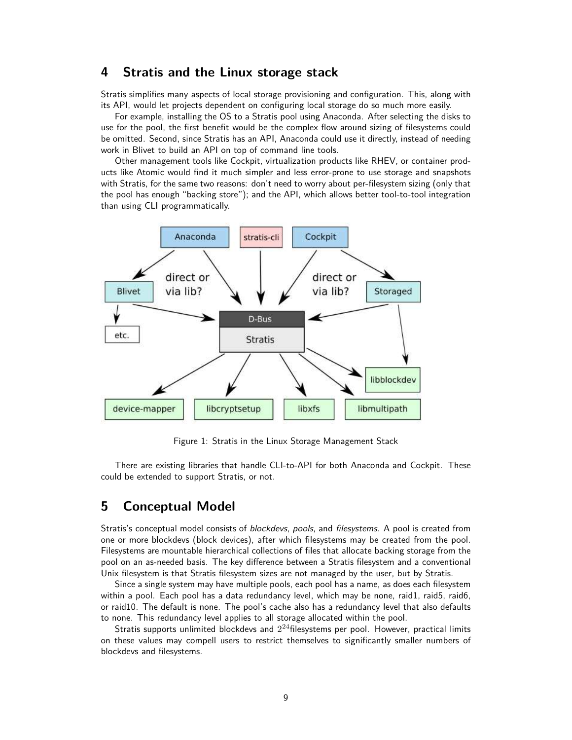## 4 Stratis and the Linux storage stack

Stratis simplifies many aspects of local storage provisioning and configuration. This, along with its API, would let projects dependent on configuring local storage do so much more easily.

For example, installing the OS to a Stratis pool using Anaconda. After selecting the disks to use for the pool, the first benefit would be the complex flow around sizing of filesystems could be omitted. Second, since Stratis has an API, Anaconda could use it directly, instead of needing work in Blivet to build an API on top of command line tools.

Other management tools like Cockpit, virtualization products like RHEV, or container products like Atomic would find it much simpler and less error-prone to use storage and snapshots with Stratis, for the same two reasons: don't need to worry about per-filesystem sizing (only that the pool has enough "backing store"); and the API, which allows better tool-to-tool integration than using CLI programmatically.

Figure 1: Stratis in the Linux Storage Management Stack

There are existing libraries that handle CLI-to-API for both Anaconda and Cockpit. These could be extended to support Stratis, or not.

## 5 Conceptual Model

Stratis's conceptual model consists of *blockdevs*, *pools*, and *filesystems*. A pool is created from one or more blockdevs (block devices), after which filesystems may be created from the pool. Filesystems are mountable hierarchical collections of files that allocate backing storage from the pool on an as-needed basis. The key difference between a Stratis filesystem and a conventional Unix filesystem is that Stratis filesystem sizes are not managed by the user, but by Stratis.

Since a single system may have multiple pools, each pool has a name, as does each filesystem within a pool. Each pool has a data redundancy level, which may be none, raid1, raid5, raid6, or raid10. The default is none. The pool's cache also has a redundancy level that also defaults to none. This redundancy level applies to all storage allocated within the pool.

Stratis supports unlimited blockdevs and $2^{24}$filesystems per pool. However, practical limits on these values may compell users to restrict themselves to significantly smaller numbers of blockdevs and filesystems.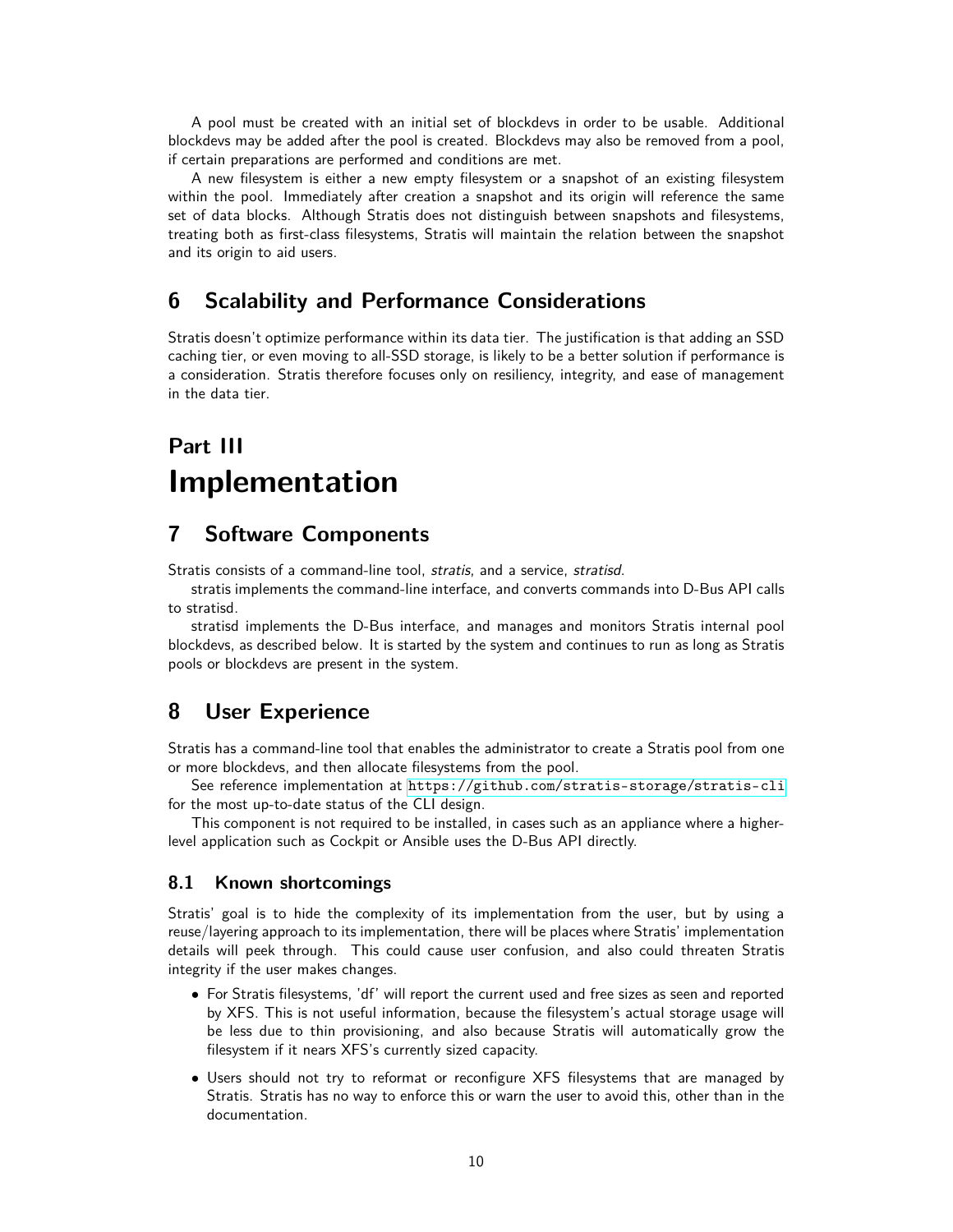A pool must be created with an initial set of blockdevs in order to be usable. Additional blockdevs may be added after the pool is created. Blockdevs may also be removed from a pool, if certain preparations are performed and conditions are met.

A new filesystem is either a new empty filesystem or a snapshot of an existing filesystem within the pool. Immediately after creation a snapshot and its origin will reference the same set of data blocks. Although Stratis does not distinguish between snapshots and filesystems, treating both as first-class filesystems, Stratis will maintain the relation between the snapshot and its origin to aid users.

## 6 Scalability and Performance Considerations

Stratis doesn't optimize performance within its data tier. The justification is that adding an SSD caching tier, or even moving to all-SSD storage, is likely to be a better solution if performance is a consideration. Stratis therefore focuses only on resiliency, integrity, and ease of management in the data tier.

# Part III
# Implementation

## 7 Software Components

Stratis consists of a command-line tool, *stratis*, and a service, *stratisd*.

stratis implements the command-line interface, and converts commands into D-Bus API calls to stratisd.

stratisd implements the D-Bus interface, and manages and monitors Stratis internal pool blockdevs, as described below. It is started by the system and continues to run as long as Stratis pools or blockdevs are present in the system.

## 8 User Experience

Stratis has a command-line tool that enables the administrator to create a Stratis pool from one or more blockdevs, and then allocate filesystems from the pool.

See reference implementation at `https://github.com/stratis-storage/stratis-cli` for the most up-to-date status of the CLI design.

This component is not required to be installed, in cases such as an appliance where a higher-level application such as Cockpit or Ansible uses the D-Bus API directly.

### 8.1 Known shortcomings

Stratis' goal is to hide the complexity of its implementation from the user, but by using a reuse/layering approach to its implementation, there will be places where Stratis' implementation details will peek through. This could cause user confusion, and also could threaten Stratis integrity if the user makes changes.

- For Stratis filesystems, 'df' will report the current used and free sizes as seen and reported by XFS. This is not useful information, because the filesystem's actual storage usage will be less due to thin provisioning, and also because Stratis will automatically grow the filesystem if it nears XFS's currently sized capacity.
- Users should not try to reformat or reconfigure XFS filesystems that are managed by Stratis. Stratis has no way to enforce this or warn the user to avoid this, other than in the documentation.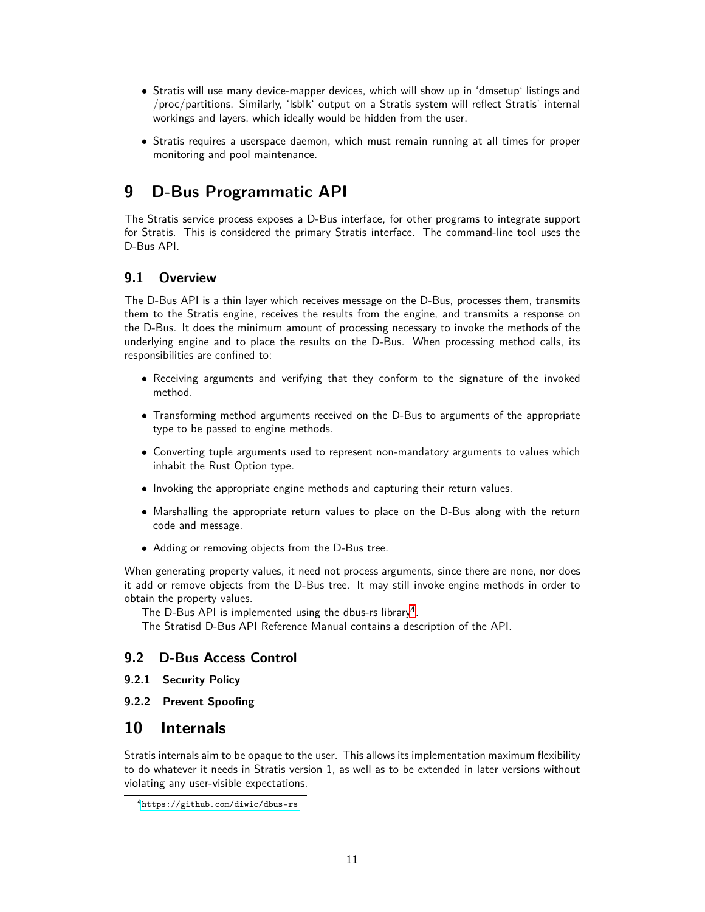- Stratis will use many device-mapper devices, which will show up in ‘dmsetup‘ listings and /proc/partitions. Similarly, ‘lsblk‘ output on a Stratis system will reflect Stratis’ internal workings and layers, which ideally would be hidden from the user.
- Stratis requires a userspace daemon, which must remain running at all times for proper monitoring and pool maintenance.

# 9 D-Bus Programmatic API

The Stratis service process exposes a D-Bus interface, for other programs to integrate support for Stratis. This is considered the primary Stratis interface. The command-line tool uses the D-Bus API.

## 9.1 Overview

The D-Bus API is a thin layer which receives message on the D-Bus, processes them, transmits them to the Stratis engine, receives the results from the engine, and transmits a response on the D-Bus. It does the minimum amount of processing necessary to invoke the methods of the underlying engine and to place the results on the D-Bus. When processing method calls, its responsibilities are confined to:

- Receiving arguments and verifying that they conform to the signature of the invoked method.
- Transforming method arguments received on the D-Bus to arguments of the appropriate type to be passed to engine methods.
- Converting tuple arguments used to represent non-mandatory arguments to values which inhabit the Rust Option type.
- Invoking the appropriate engine methods and capturing their return values.
- Marshalling the appropriate return values to place on the D-Bus along with the return code and message.
- Adding or removing objects from the D-Bus tree.

When generating property values, it need not process arguments, since there are none, nor does it add or remove objects from the D-Bus tree. It may still invoke engine methods in order to obtain the property values.

The D-Bus API is implemented using the dbus-rs library[4].

The Stratisd D-Bus API Reference Manual contains a description of the API.

## 9.2 D-Bus Access Control

### 9.2.1 Security Policy

### 9.2.2 Prevent Spoofing

# 10 Internals

Stratis internals aim to be opaque to the user. This allows its implementation maximum flexibility to do whatever it needs in Stratis version 1, as well as to be extended in later versions without violating any user-visible expectations.

[4] https://github.com/diwic/dbus-rs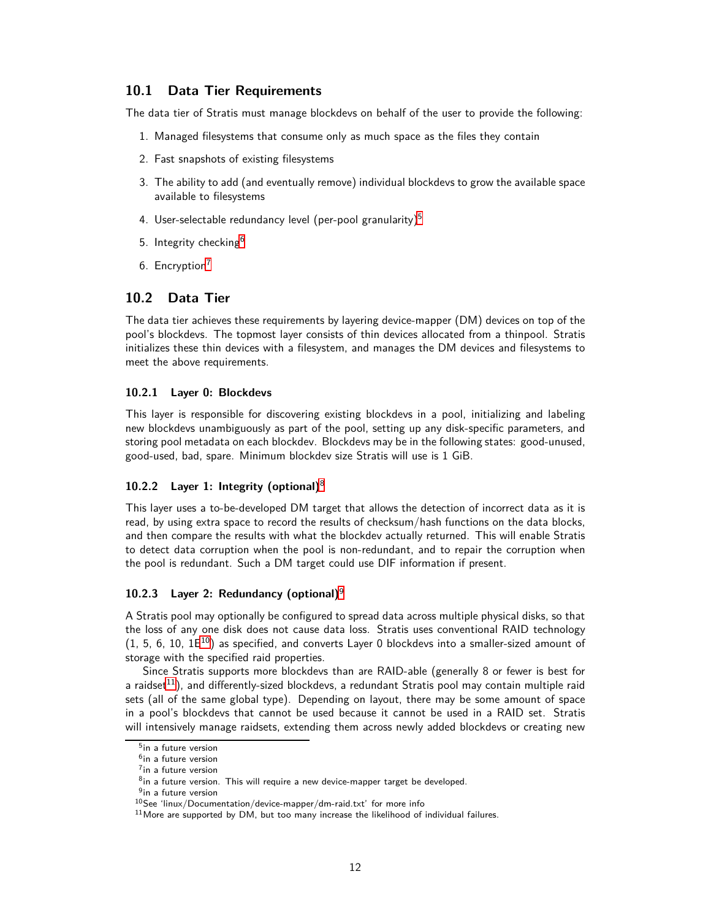## 10.1 Data Tier Requirements

The data tier of Stratis must manage blockdevs on behalf of the user to provide the following:

1. Managed filesystems that consume only as much space as the files they contain
2. Fast snapshots of existing filesystems
3. The ability to add (and eventually remove) individual blockdevs to grow the available space available to filesystems
4. User-selectable redundancy level (per-pool granularity)[5]
5. Integrity checking[6]
6. Encryption[7]

## 10.2 Data Tier

The data tier achieves these requirements by layering device-mapper (DM) devices on top of the pool's blockdevs. The topmost layer consists of thin devices allocated from a thinpool. Stratis initializes these thin devices with a filesystem, and manages the DM devices and filesystems to meet the above requirements.

### 10.2.1 Layer 0: Blockdevs

This layer is responsible for discovering existing blockdevs in a pool, initializing and labeling new blockdevs unambiguously as part of the pool, setting up any disk-specific parameters, and storing pool metadata on each blockdev. Blockdevs may be in the following states: good-unused, good-used, bad, spare. Minimum blockdev size Stratis will use is 1 GiB.

### 10.2.2 Layer 1: Integrity (optional)[8]

This layer uses a to-be-developed DM target that allows the detection of incorrect data as it is read, by using extra space to record the results of checksum/hash functions on the data blocks, and then compare the results with what the blockdev actually returned. This will enable Stratis to detect data corruption when the pool is non-redundant, and to repair the corruption when the pool is redundant. Such a DM target could use DIF information if present.

### 10.2.3 Layer 2: Redundancy (optional)[9]

A Stratis pool may optionally be configured to spread data across multiple physical disks, so that the loss of any one disk does not cause data loss. Stratis uses conventional RAID technology (1, 5, 6, 10, 1E[10]) as specified, and converts Layer 0 blockdevs into a smaller-sized amount of storage with the specified raid properties.

Since Stratis supports more blockdevs than are RAID-able (generally 8 or fewer is best for a raidset[11]), and differently-sized blockdevs, a redundant Stratis pool may contain multiple raid sets (all of the same global type). Depending on layout, there may be some amount of space in a pool's blockdevs that cannot be used because it cannot be used in a RAID set. Stratis will intensively manage raidsets, extending them across newly added blockdevs or creating new

---

[5] in a future version

[6] in a future version

[7] in a future version

[8] in a future version. This will require a new device-mapper target be developed.

[9] in a future version

[10] See 'linux/Documentation/device-mapper/dm-raid.txt' for more info

[11] More are supported by DM, but too many increase the likelihood of individual failures.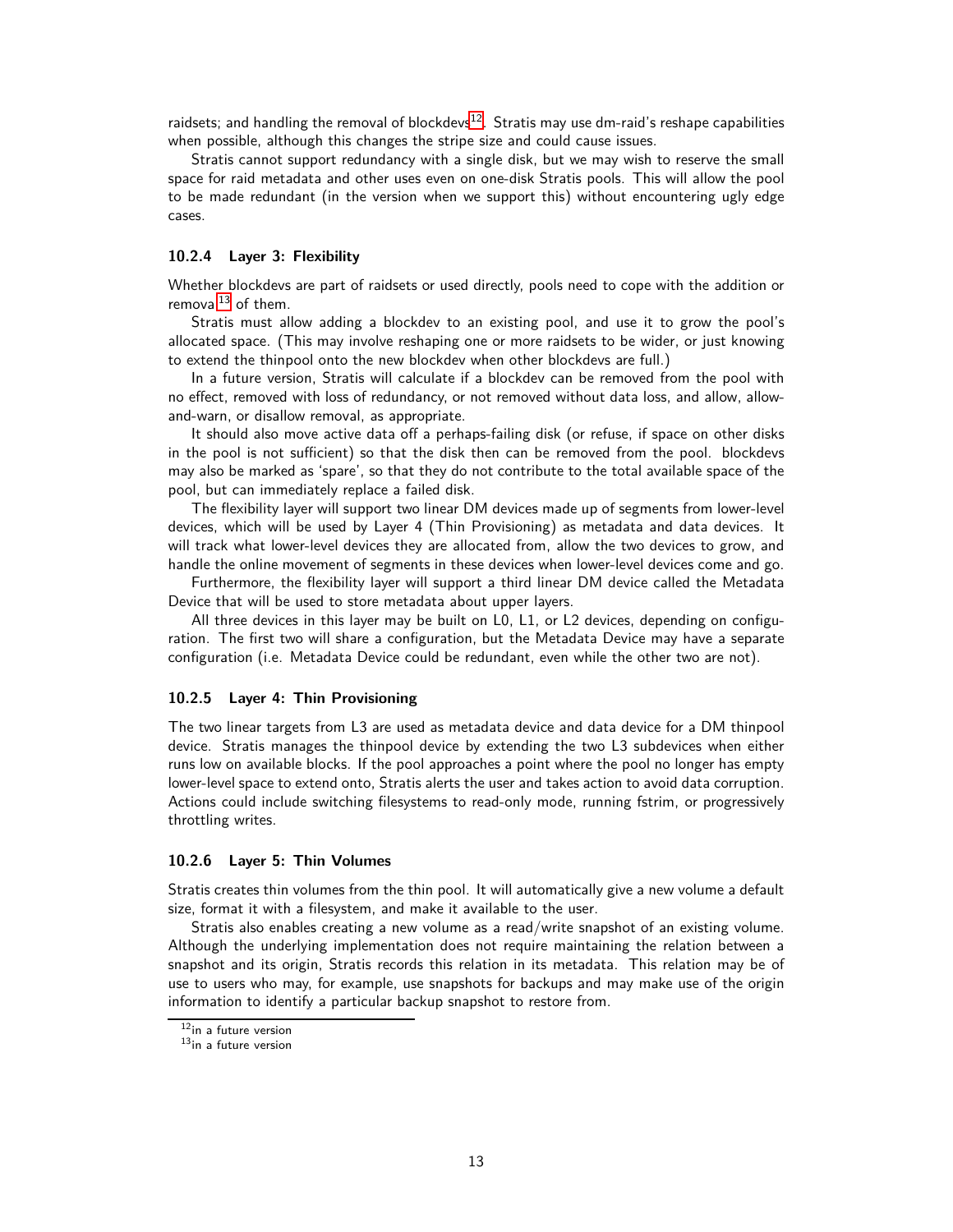raidsets; and handling the removal of blockdevs[12]. Stratis may use dm-raid's reshape capabilities when possible, although this changes the stripe size and could cause issues.

Stratis cannot support redundancy with a single disk, but we may wish to reserve the small space for raid metadata and other uses even on one-disk Stratis pools. This will allow the pool to be made redundant (in the version when we support this) without encountering ugly edge cases.

### 10.2.4 Layer 3: Flexibility

Whether blockdevs are part of raidsets or used directly, pools need to cope with the addition or removal[13] of them.

Stratis must allow adding a blockdev to an existing pool, and use it to grow the pool's allocated space. (This may involve reshaping one or more raidsets to be wider, or just knowing to extend the thinpool onto the new blockdev when other blockdevs are full.)

In a future version, Stratis will calculate if a blockdev can be removed from the pool with no effect, removed with loss of redundancy, or not removed without data loss, and allow, allow-and-warn, or disallow removal, as appropriate.

It should also move active data off a perhaps-failing disk (or refuse, if space on other disks in the pool is not sufficient) so that the disk then can be removed from the pool. blockdevs may also be marked as 'spare', so that they do not contribute to the total available space of the pool, but can immediately replace a failed disk.

The flexibility layer will support two linear DM devices made up of segments from lower-level devices, which will be used by Layer 4 (Thin Provisioning) as metadata and data devices. It will track what lower-level devices they are allocated from, allow the two devices to grow, and handle the online movement of segments in these devices when lower-level devices come and go.

Furthermore, the flexibility layer will support a third linear DM device called the Metadata Device that will be used to store metadata about upper layers.

All three devices in this layer may be built on L0, L1, or L2 devices, depending on configuration. The first two will share a configuration, but the Metadata Device may have a separate configuration (i.e. Metadata Device could be redundant, even while the other two are not).

### 10.2.5 Layer 4: Thin Provisioning

The two linear targets from L3 are used as metadata device and data device for a DM thinpool device. Stratis manages the thinpool device by extending the two L3 subdevices when either runs low on available blocks. If the pool approaches a point where the pool no longer has empty lower-level space to extend onto, Stratis alerts the user and takes action to avoid data corruption. Actions could include switching filesystems to read-only mode, running fstrim, or progressively throttling writes.

### 10.2.6 Layer 5: Thin Volumes

Stratis creates thin volumes from the thin pool. It will automatically give a new volume a default size, format it with a filesystem, and make it available to the user.

Stratis also enables creating a new volume as a read/write snapshot of an existing volume. Although the underlying implementation does not require maintaining the relation between a snapshot and its origin, Stratis records this relation in its metadata. This relation may be of use to users who may, for example, use snapshots for backups and may make use of the origin information to identify a particular backup snapshot to restore from.

[12] in a future version

[13] in a future version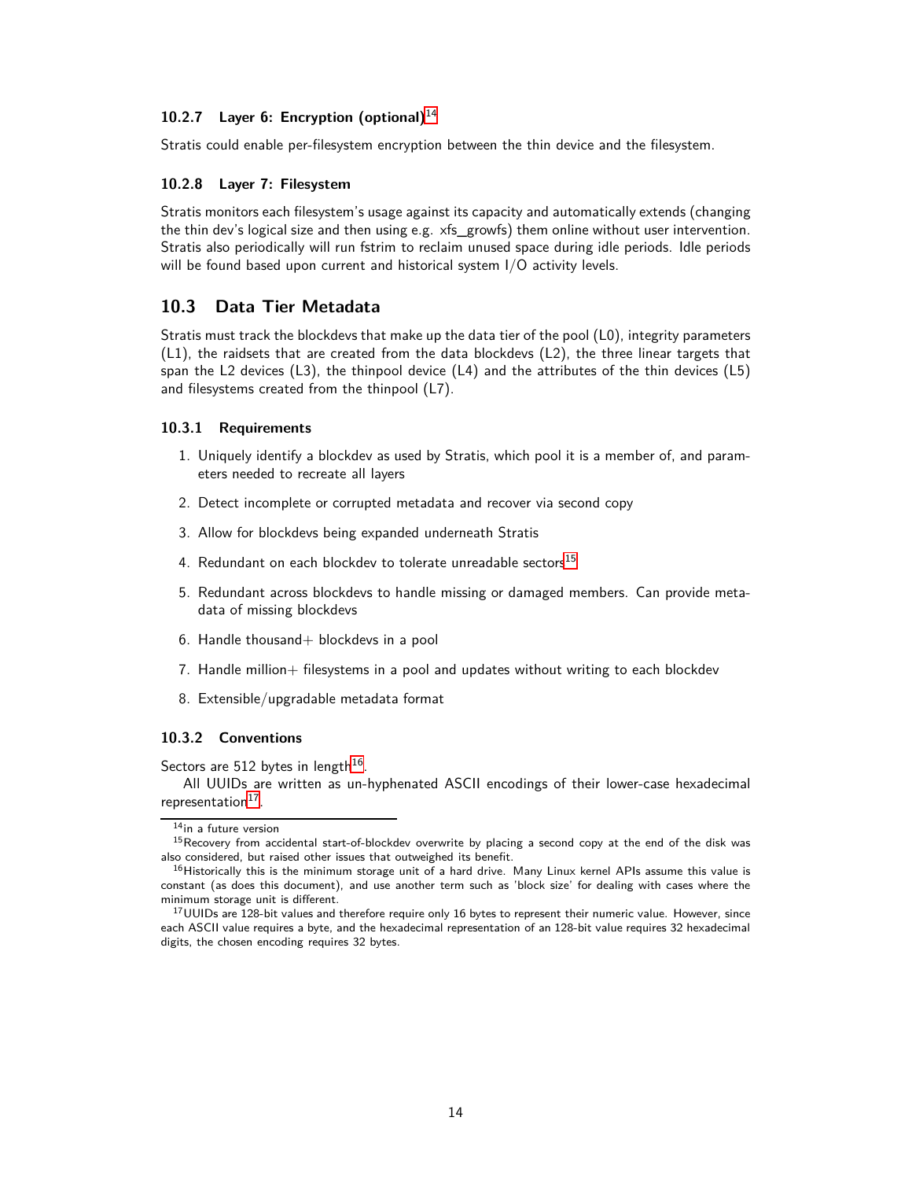### 10.2.7 Layer 6: Encryption (optional)[14]

Stratis could enable per-filesystem encryption between the thin device and the filesystem.

### 10.2.8 Layer 7: Filesystem

Stratis monitors each filesystem's usage against its capacity and automatically extends (changing the thin dev's logical size and then using e.g. xfs_growfs) them online without user intervention. Stratis also periodically will run fstrim to reclaim unused space during idle periods. Idle periods will be found based upon current and historical system I/O activity levels.

## 10.3 Data Tier Metadata

Stratis must track the blockdevs that make up the data tier of the pool (L0), integrity parameters (L1), the raidsets that are created from the data blockdevs (L2), the three linear targets that span the L2 devices (L3), the thinpool device (L4) and the attributes of the thin devices (L5) and filesystems created from the thinpool (L7).

### 10.3.1 Requirements

1. Uniquely identify a blockdev as used by Stratis, which pool it is a member of, and parameters needed to recreate all layers
2. Detect incomplete or corrupted metadata and recover via second copy
3. Allow for blockdevs being expanded underneath Stratis
4. Redundant on each blockdev to tolerate unreadable sectors[15]
5. Redundant across blockdevs to handle missing or damaged members. Can provide metadata of missing blockdevs
6. Handle thousand+ blockdevs in a pool
7. Handle million+ filesystems in a pool and updates without writing to each blockdev
8. Extensible/upgradable metadata format

### 10.3.2 Conventions

Sectors are 512 bytes in length[16].

All UUIDs are written as un-hyphenated ASCII encodings of their lower-case hexadecimal representation[17].

---

[14] in a future version

[15] Recovery from accidental start-of-blockdev overwrite by placing a second copy at the end of the disk was also considered, but raised other issues that outweighed its benefit.

[16] Historically this is the minimum storage unit of a hard drive. Many Linux kernel APIs assume this value is constant (as does this document), and use another term such as 'block size' for dealing with cases where the minimum storage unit is different.

[17] UUIDs are 128-bit values and therefore require only 16 bytes to represent their numeric value. However, since each ASCII value requires a byte, and the hexadecimal representation of an 128-bit value requires 32 hexadecimal digits, the chosen encoding requires 32 bytes.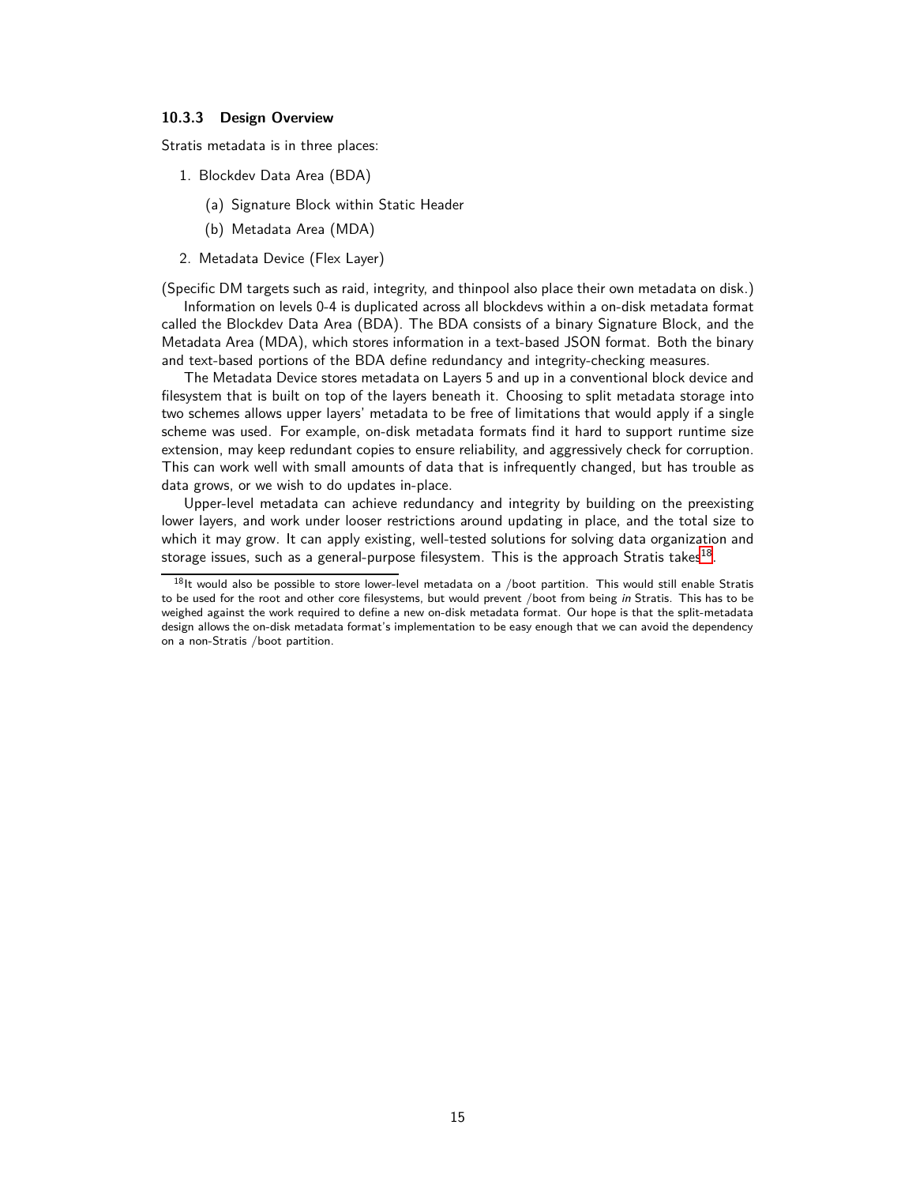### 10.3.3 Design Overview

Stratis metadata is in three places:

1. Blockdev Data Area (BDA)
   (a) Signature Block within Static Header
   (b) Metadata Area (MDA)
2. Metadata Device (Flex Layer)

(Specific DM targets such as raid, integrity, and thinpool also place their own metadata on disk.)

Information on levels 0-4 is duplicated across all blockdevs within a on-disk metadata format called the Blockdev Data Area (BDA). The BDA consists of a binary Signature Block, and the Metadata Area (MDA), which stores information in a text-based JSON format. Both the binary and text-based portions of the BDA define redundancy and integrity-checking measures.

The Metadata Device stores metadata on Layers 5 and up in a conventional block device and filesystem that is built on top of the layers beneath it. Choosing to split metadata storage into two schemes allows upper layers' metadata to be free of limitations that would apply if a single scheme was used. For example, on-disk metadata formats find it hard to support runtime size extension, may keep redundant copies to ensure reliability, and aggressively check for corruption. This can work well with small amounts of data that is infrequently changed, but has trouble as data grows, or we wish to do updates in-place.

Upper-level metadata can achieve redundancy and integrity by building on the preexisting lower layers, and work under looser restrictions around updating in place, and the total size to which it may grow. It can apply existing, well-tested solutions for solving data organization and storage issues, such as a general-purpose filesystem. This is the approach Stratis takes[18].

[18] It would also be possible to store lower-level metadata on a /boot partition. This would still enable Stratis to be used for the root and other core filesystems, but would prevent /boot from being *in* Stratis. This has to be weighed against the work required to define a new on-disk metadata format. Our hope is that the split-metadata design allows the on-disk metadata format's implementation to be easy enough that we can avoid the dependency on a non-Stratis /boot partition.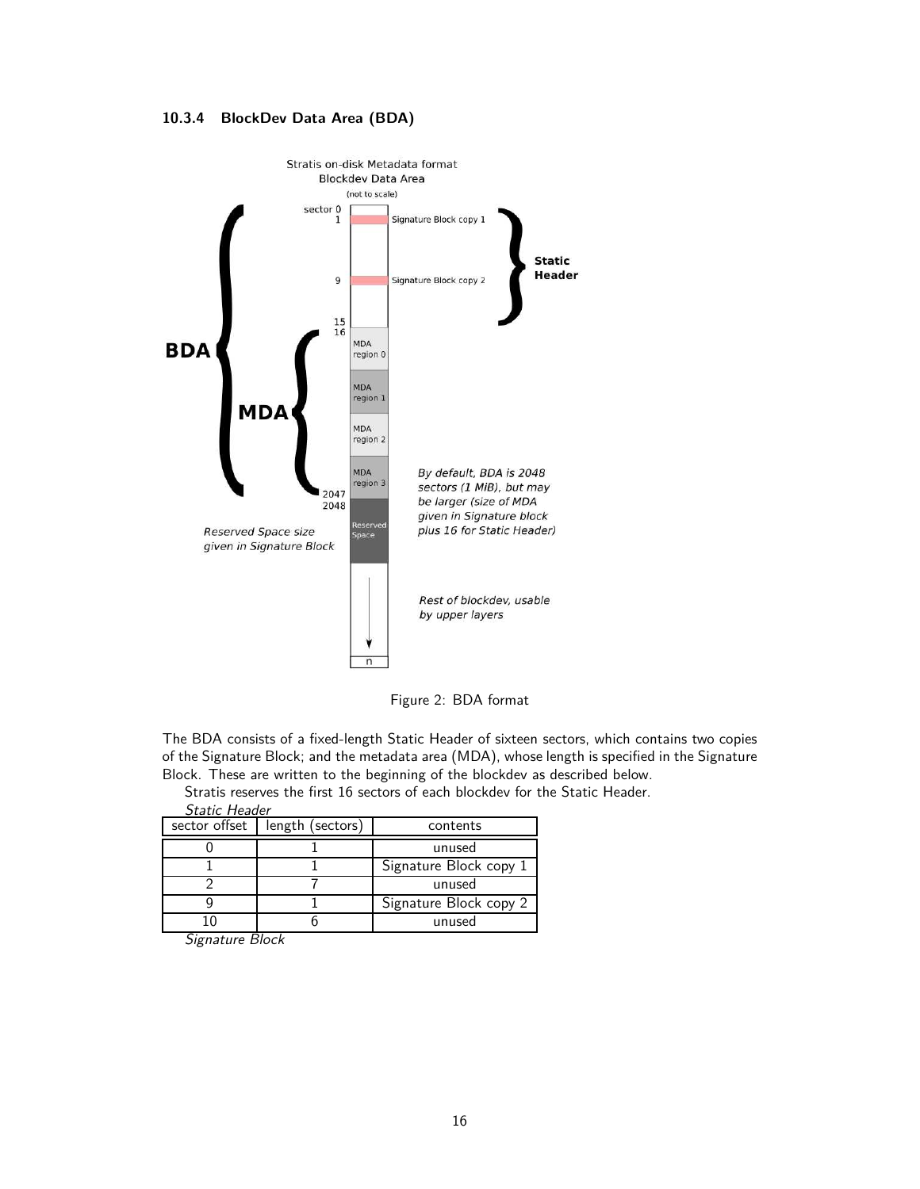#### 10.3.4 BlockDev Data Area (BDA)

Figure 2: BDA format

The BDA consists of a fixed-length Static Header of sixteen sectors, which contains two copies of the Signature Block; and the metadata area (MDA), whose length is specified in the Signature Block. These are written to the beginning of the blockdev as described below.

Stratis reserves the first 16 sectors of each blockdev for the Static Header.

*Static Header*

| sector offset | length (sectors) | contents |
|---|---|---|
| 0 | 1 | unused |
| 1 | 1 | Signature Block copy 1 |
| 2 | 7 | unused |
| 9 | 1 | Signature Block copy 2 |
| 10 | 6 | unused |

*Signature Block*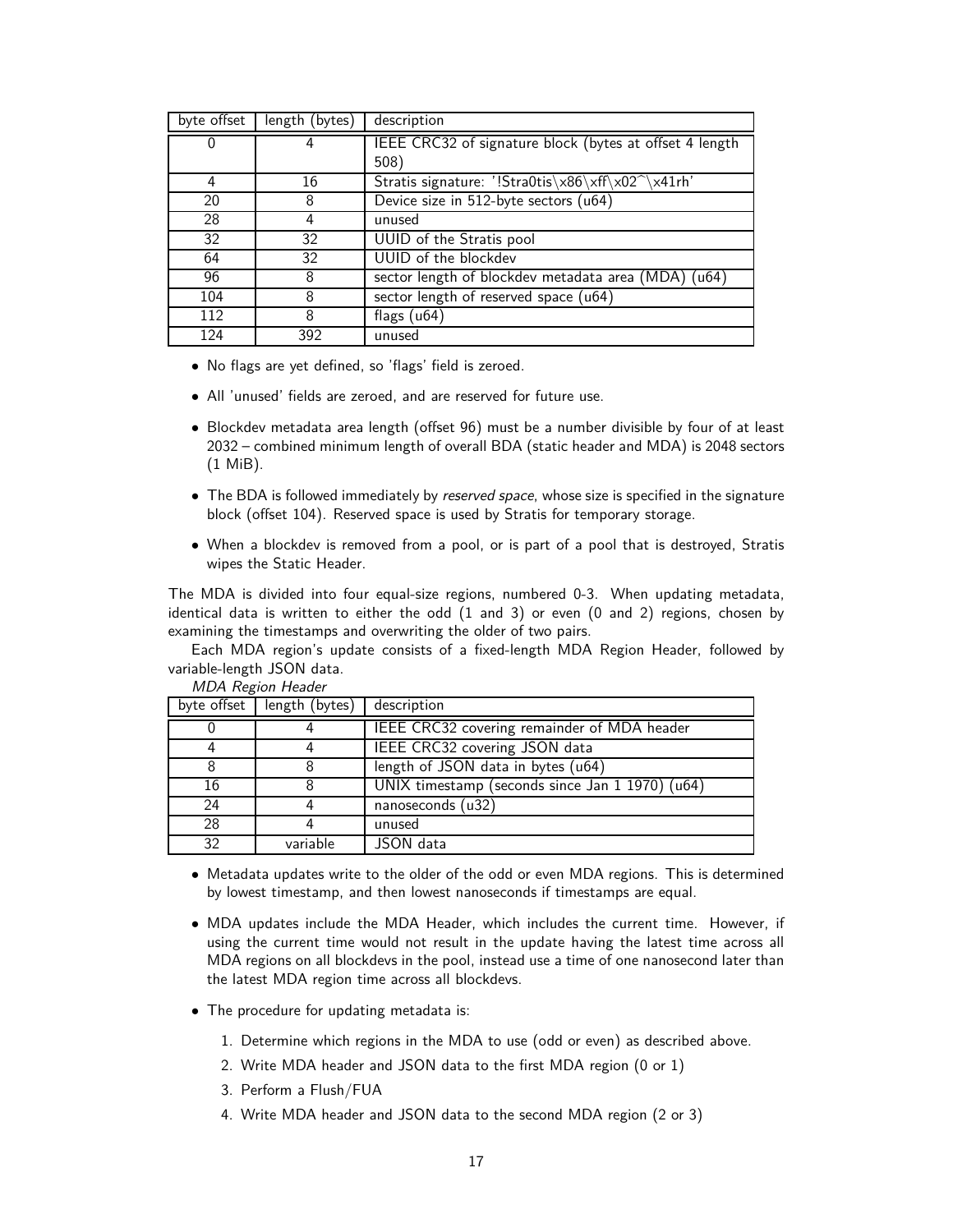| byte offset | length (bytes) | description |
|---|---|---|
| 0 | 4 | IEEE CRC32 of signature block (bytes at offset 4 length 508) |
| 4 | 16 | Stratis signature: '!Stra0tis\x86\xff\x02^\x41rh' |
| 20 | 8 | Device size in 512-byte sectors (u64) |
| 28 | 4 | unused |
| 32 | 32 | UUID of the Stratis pool |
| 64 | 32 | UUID of the blockdev |
| 96 | 8 | sector length of blockdev metadata area (MDA) (u64) |
| 104 | 8 | sector length of reserved space (u64) |
| 112 | 8 | flags (u64) |
| 124 | 392 | unused |

- No flags are yet defined, so 'flags' field is zeroed.
- All 'unused' fields are zeroed, and are reserved for future use.
- Blockdev metadata area length (offset 96) must be a number divisible by four of at least 2032 – combined minimum length of overall BDA (static header and MDA) is 2048 sectors (1 MiB).
- The BDA is followed immediately by *reserved space*, whose size is specified in the signature block (offset 104). Reserved space is used by Stratis for temporary storage.
- When a blockdev is removed from a pool, or is part of a pool that is destroyed, Stratis wipes the Static Header.

The MDA is divided into four equal-size regions, numbered 0-3. When updating metadata, identical data is written to either the odd (1 and 3) or even (0 and 2) regions, chosen by examining the timestamps and overwriting the older of two pairs.

Each MDA region's update consists of a fixed-length MDA Region Header, followed by variable-length JSON data.

*MDA Region Header*

| byte offset | length (bytes) | description |
|---|---|---|
| 0 | 4 | IEEE CRC32 covering remainder of MDA header |
| 4 | 4 | IEEE CRC32 covering JSON data |
| 8 | 8 | length of JSON data in bytes (u64) |
| 16 | 8 | UNIX timestamp (seconds since Jan 1 1970) (u64) |
| 24 | 4 | nanoseconds (u32) |
| 28 | 4 | unused |
| 32 | variable | JSON data |

- Metadata updates write to the older of the odd or even MDA regions. This is determined by lowest timestamp, and then lowest nanoseconds if timestamps are equal.
- MDA updates include the MDA Header, which includes the current time. However, if using the current time would not result in the update having the latest time across all MDA regions on all blockdevs in the pool, instead use a time of one nanosecond later than the latest MDA region time across all blockdevs.
- The procedure for updating metadata is:
  1. Determine which regions in the MDA to use (odd or even) as described above.
  2. Write MDA header and JSON data to the first MDA region (0 or 1)
  3. Perform a Flush/FUA
  4. Write MDA header and JSON data to the second MDA region (2 or 3)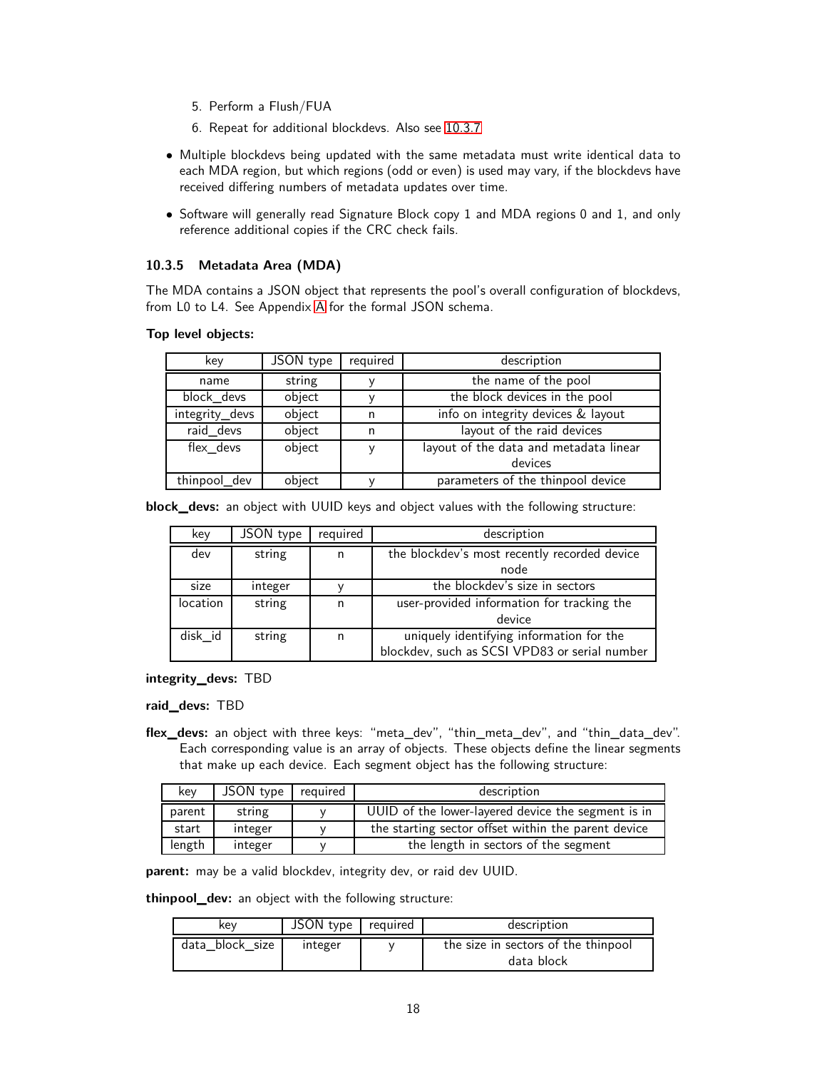5. Perform a Flush/FUA
6. Repeat for additional blockdevs. Also see 10.3.7

- Multiple blockdevs being updated with the same metadata must write identical data to each MDA region, but which regions (odd or even) is used may vary, if the blockdevs have received differing numbers of metadata updates over time.
- Software will generally read Signature Block copy 1 and MDA regions 0 and 1, and only reference additional copies if the CRC check fails.

### 10.3.5 Metadata Area (MDA)

The MDA contains a JSON object that represents the pool's overall configuration of blockdevs, from L0 to L4. See Appendix A for the formal JSON schema.

**Top level objects:**

| key | JSON type | required | description |
|---|---|---|---|
| name | string | y | the name of the pool |
| block_devs | object | y | the block devices in the pool |
| integrity_devs | object | n | info on integrity devices & layout |
| raid_devs | object | n | layout of the raid devices |
| flex_devs | object | y | layout of the data and metadata linear devices |
| thinpool_dev | object | y | parameters of the thinpool device |

**block_devs:** an object with UUID keys and object values with the following structure:

| key | JSON type | required | description |
|---|---|---|---|
| dev | string | n | the blockdev's most recently recorded device node |
| size | integer | y | the blockdev's size in sectors |
| location | string | n | user-provided information for tracking the device |
| disk_id | string | n | uniquely identifying information for the blockdev, such as SCSI VPD83 or serial number |

**integrity_devs:** TBD

**raid_devs:** TBD

**flex_devs:** an object with three keys: "meta_dev", "thin_meta_dev", and "thin_data_dev". Each corresponding value is an array of objects. These objects define the linear segments that make up each device. Each segment object has the following structure:

| key | JSON type | required | description |
|---|---|---|---|
| parent | string | y | UUID of the lower-layered device the segment is in |
| start | integer | y | the starting sector offset within the parent device |
| length | integer | y | the length in sectors of the segment |

**parent:** may be a valid blockdev, integrity dev, or raid dev UUID.

**thinpool_dev:** an object with the following structure:

| key | JSON type | required | description |
|---|---|---|---|
| data_block_size | integer | y | the size in sectors of the thinpool data block |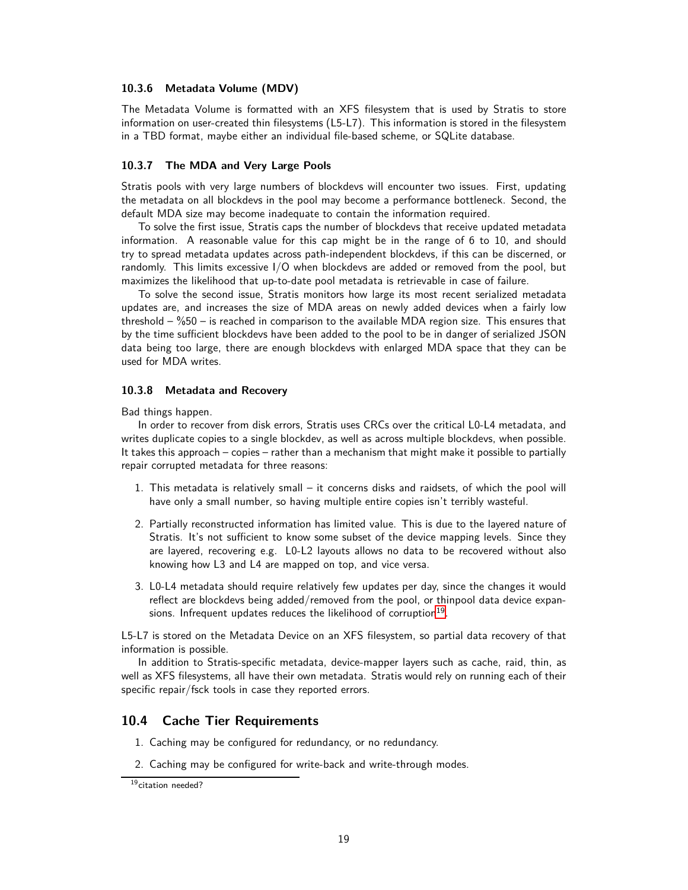### 10.3.6 Metadata Volume (MDV)

The Metadata Volume is formatted with an XFS filesystem that is used by Stratis to store information on user-created thin filesystems (L5-L7). This information is stored in the filesystem in a TBD format, maybe either an individual file-based scheme, or SQLite database.

### 10.3.7 The MDA and Very Large Pools

Stratis pools with very large numbers of blockdevs will encounter two issues. First, updating the metadata on all blockdevs in the pool may become a performance bottleneck. Second, the default MDA size may become inadequate to contain the information required.

To solve the first issue, Stratis caps the number of blockdevs that receive updated metadata information. A reasonable value for this cap might be in the range of 6 to 10, and should try to spread metadata updates across path-independent blockdevs, if this can be discerned, or randomly. This limits excessive I/O when blockdevs are added or removed from the pool, but maximizes the likelihood that up-to-date pool metadata is retrievable in case of failure.

To solve the second issue, Stratis monitors how large its most recent serialized metadata updates are, and increases the size of MDA areas on newly added devices when a fairly low threshold – %50 – is reached in comparison to the available MDA region size. This ensures that by the time sufficient blockdevs have been added to the pool to be in danger of serialized JSON data being too large, there are enough blockdevs with enlarged MDA space that they can be used for MDA writes.

### 10.3.8 Metadata and Recovery

Bad things happen.

In order to recover from disk errors, Stratis uses CRCs over the critical L0-L4 metadata, and writes duplicate copies to a single blockdev, as well as across multiple blockdevs, when possible. It takes this approach – copies – rather than a mechanism that might make it possible to partially repair corrupted metadata for three reasons:

1. This metadata is relatively small – it concerns disks and raidsets, of which the pool will have only a small number, so having multiple entire copies isn't terribly wasteful.
2. Partially reconstructed information has limited value. This is due to the layered nature of Stratis. It's not sufficient to know some subset of the device mapping levels. Since they are layered, recovering e.g. L0-L2 layouts allows no data to be recovered without also knowing how L3 and L4 are mapped on top, and vice versa.
3. L0-L4 metadata should require relatively few updates per day, since the changes it would reflect are blockdevs being added/removed from the pool, or thinpool data device expansions. Infrequent updates reduces the likelihood of corruption[19].

L5-L7 is stored on the Metadata Device on an XFS filesystem, so partial data recovery of that information is possible.

In addition to Stratis-specific metadata, device-mapper layers such as cache, raid, thin, as well as XFS filesystems, all have their own metadata. Stratis would rely on running each of their specific repair/fsck tools in case they reported errors.

## 10.4 Cache Tier Requirements

1. Caching may be configured for redundancy, or no redundancy.
2. Caching may be configured for write-back and write-through modes.

[19] citation needed?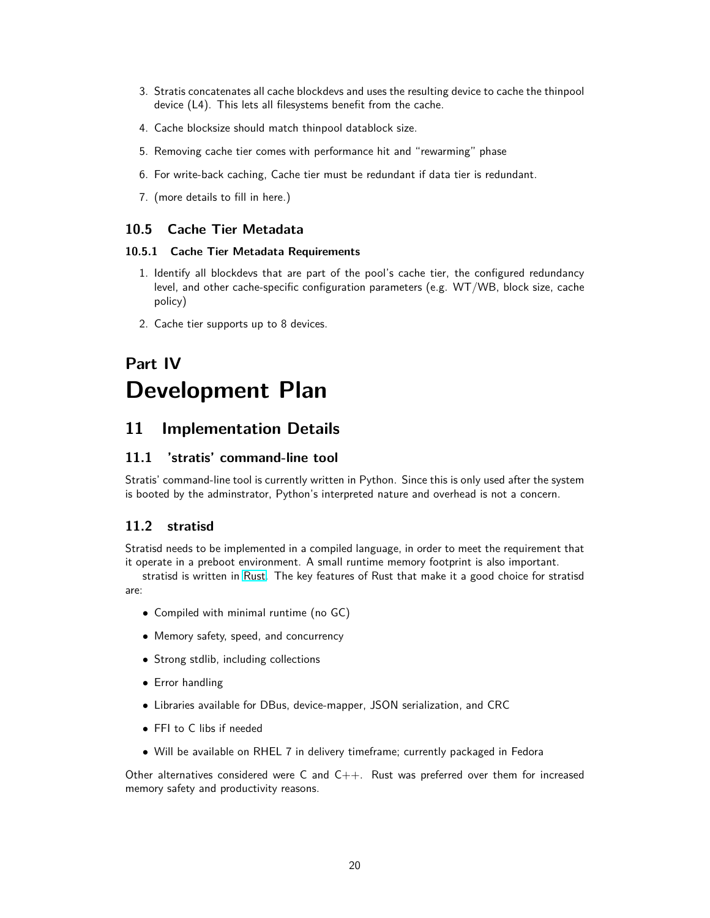3. Stratis concatenates all cache blockdevs and uses the resulting device to cache the thinpool device (L4). This lets all filesystems benefit from the cache.
4. Cache blocksize should match thinpool datablock size.
5. Removing cache tier comes with performance hit and "rewarming" phase
6. For write-back caching, Cache tier must be redundant if data tier is redundant.
7. (more details to fill in here.)

### 10.5 Cache Tier Metadata

#### 10.5.1 Cache Tier Metadata Requirements

1. Identify all blockdevs that are part of the pool's cache tier, the configured redundancy level, and other cache-specific configuration parameters (e.g. WT/WB, block size, cache policy)
2. Cache tier supports up to 8 devices.

# Part IV
# Development Plan

## 11 Implementation Details

### 11.1 'stratis' command-line tool

Stratis' command-line tool is currently written in Python. Since this is only used after the system is booted by the adminstrator, Python's interpreted nature and overhead is not a concern.

### 11.2 stratisd

Stratisd needs to be implemented in a compiled language, in order to meet the requirement that it operate in a preboot environment. A small runtime memory footprint is also important.

stratisd is written in Rust. The key features of Rust that make it a good choice for stratisd are:

- Compiled with minimal runtime (no GC)
- Memory safety, speed, and concurrency
- Strong stdlib, including collections
- Error handling
- Libraries available for DBus, device-mapper, JSON serialization, and CRC
- FFI to C libs if needed
- Will be available on RHEL 7 in delivery timeframe; currently packaged in Fedora

Other alternatives considered were C and C++. Rust was preferred over them for increased memory safety and productivity reasons.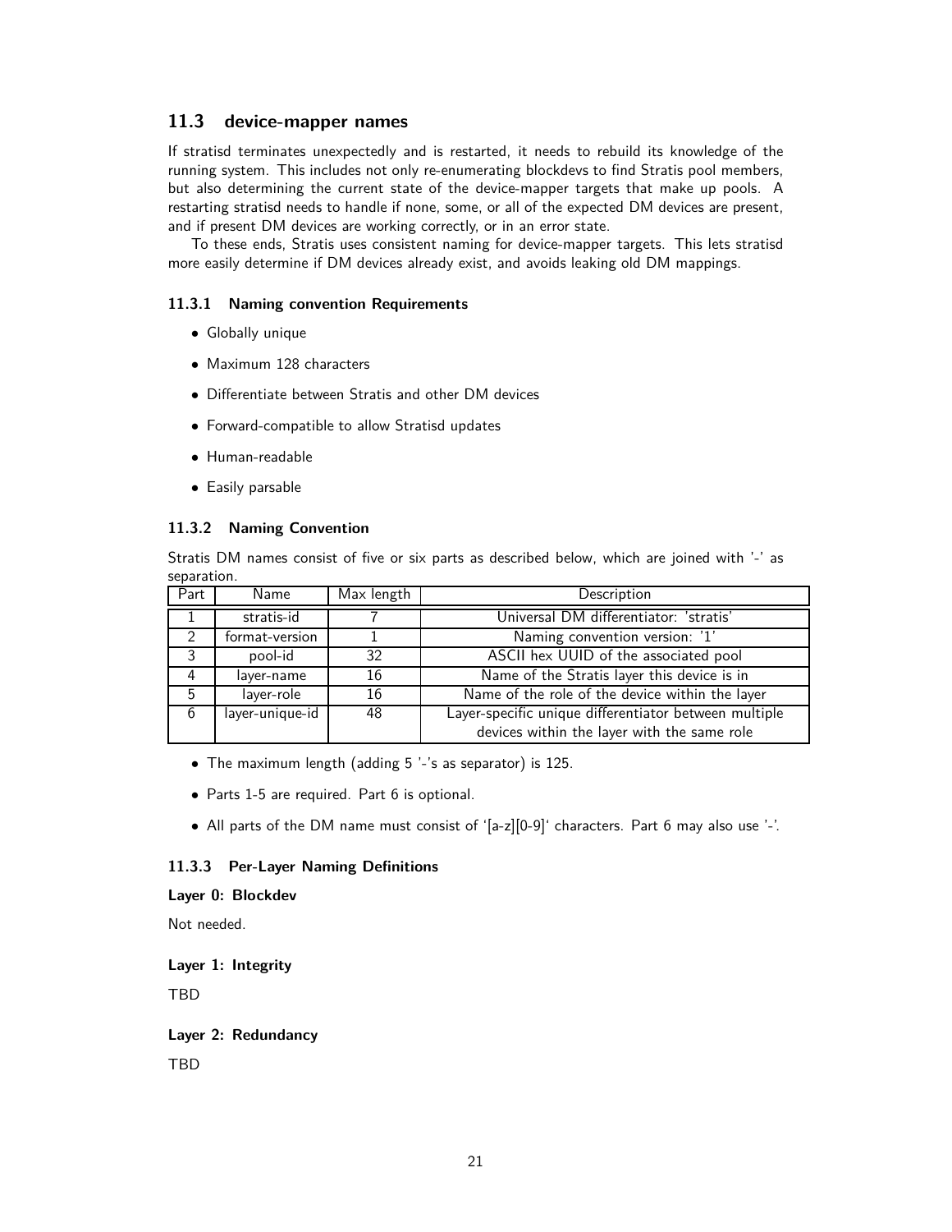## 11.3 device-mapper names

If stratisd terminates unexpectedly and is restarted, it needs to rebuild its knowledge of the running system. This includes not only re-enumerating blockdevs to find Stratis pool members, but also determining the current state of the device-mapper targets that make up pools. A restarting stratisd needs to handle if none, some, or all of the expected DM devices are present, and if present DM devices are working correctly, or in an error state.

To these ends, Stratis uses consistent naming for device-mapper targets. This lets stratisd more easily determine if DM devices already exist, and avoids leaking old DM mappings.

### 11.3.1 Naming convention Requirements

- Globally unique
- Maximum 128 characters
- Differentiate between Stratis and other DM devices
- Forward-compatible to allow Stratisd updates
- Human-readable
- Easily parsable

### 11.3.2 Naming Convention

Stratis DM names consist of five or six parts as described below, which are joined with '-' as separation.

| Part | Name | Max length | Description |
|---|---|---|---|
| 1 | stratis-id | 7 | Universal DM differentiator: 'stratis' |
| 2 | format-version | 1 | Naming convention version: '1' |
| 3 | pool-id | 32 | ASCII hex UUID of the associated pool |
| 4 | layer-name | 16 | Name of the Stratis layer this device is in |
| 5 | layer-role | 16 | Name of the role of the device within the layer |
| 6 | layer-unique-id | 48 | Layer-specific unique differentiator between multiple devices within the layer with the same role |

- The maximum length (adding 5 '-'s as separator) is 125.
- Parts 1-5 are required. Part 6 is optional.
- All parts of the DM name must consist of '[a-z][0-9]' characters. Part 6 may also use '-'.

### 11.3.3 Per-Layer Naming Definitions

**Layer 0: Blockdev**

Not needed.

**Layer 1: Integrity**

TBD

**Layer 2: Redundancy**

TBD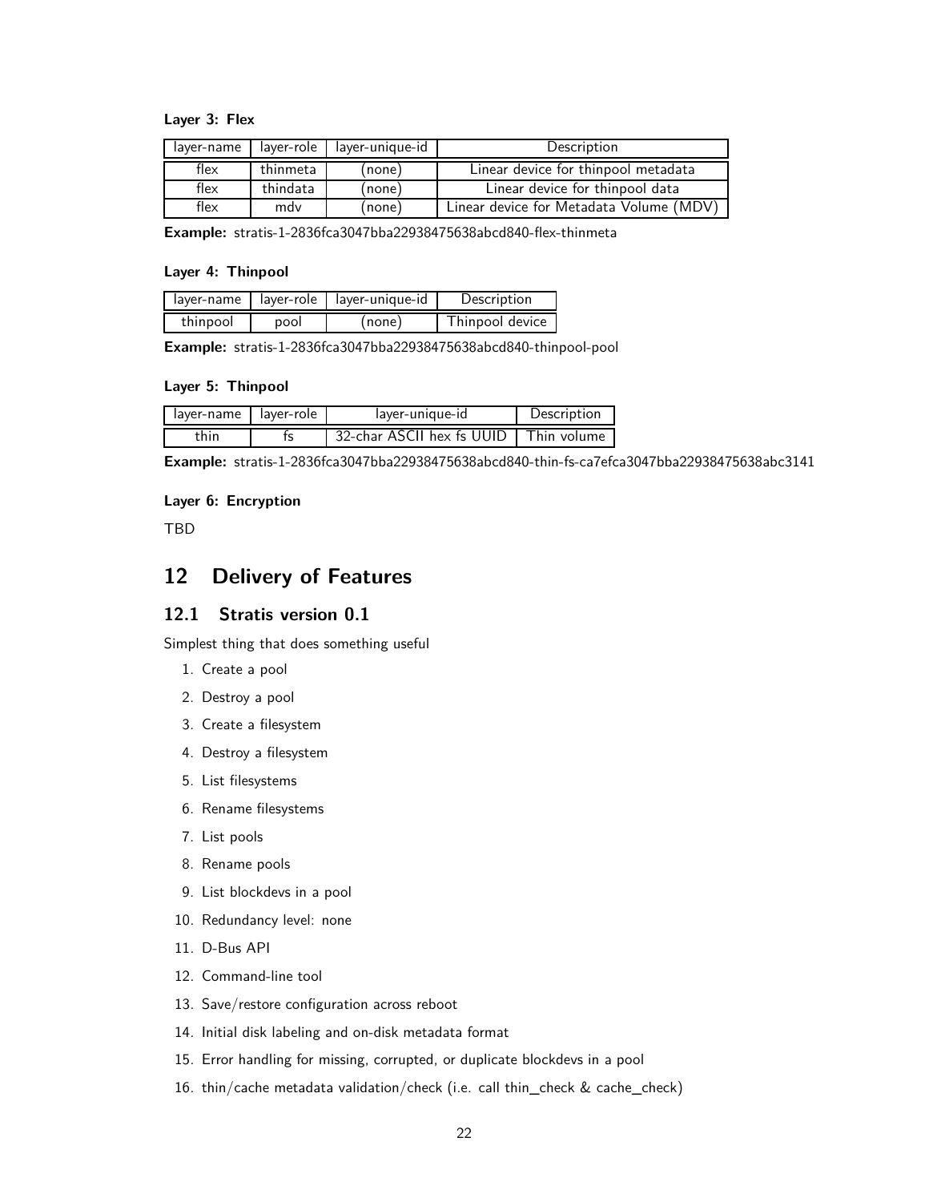**Layer 3: Flex**

| layer-name | layer-role | layer-unique-id | Description |
| --- | --- | --- | --- |
| flex | thinmeta | (none) | Linear device for thinpool metadata |
| flex | thindata | (none) | Linear device for thinpool data |
| flex | mdv | (none) | Linear device for Metadata Volume (MDV) |

**Example:** stratis-1-2836fca3047bba22938475638abcd840-flex-thinmeta

**Layer 4: Thinpool**

| layer-name | layer-role | layer-unique-id | Description |
| --- | --- | --- | --- |
| thinpool | pool | (none) | Thinpool device |

**Example:** stratis-1-2836fca3047bba22938475638abcd840-thinpool-pool

**Layer 5: Thinpool**

| layer-name | layer-role | layer-unique-id | Description |
| --- | --- | --- | --- |
| thin | fs | 32-char ASCII hex fs UUID | Thin volume |

**Example:** stratis-1-2836fca3047bba22938475638abcd840-thin-fs-ca7efca3047bba22938475638abc3141

**Layer 6: Encryption**

TBD

# 12 Delivery of Features

## 12.1 Stratis version 0.1

Simplest thing that does something useful

1. Create a pool
2. Destroy a pool
3. Create a filesystem
4. Destroy a filesystem
5. List filesystems
6. Rename filesystems
7. List pools
8. Rename pools
9. List blockdevs in a pool
10. Redundancy level: none
11. D-Bus API
12. Command-line tool
13. Save/restore configuration across reboot
14. Initial disk labeling and on-disk metadata format
15. Error handling for missing, corrupted, or duplicate blockdevs in a pool
16. thin/cache metadata validation/check (i.e. call thin_check & cache_check)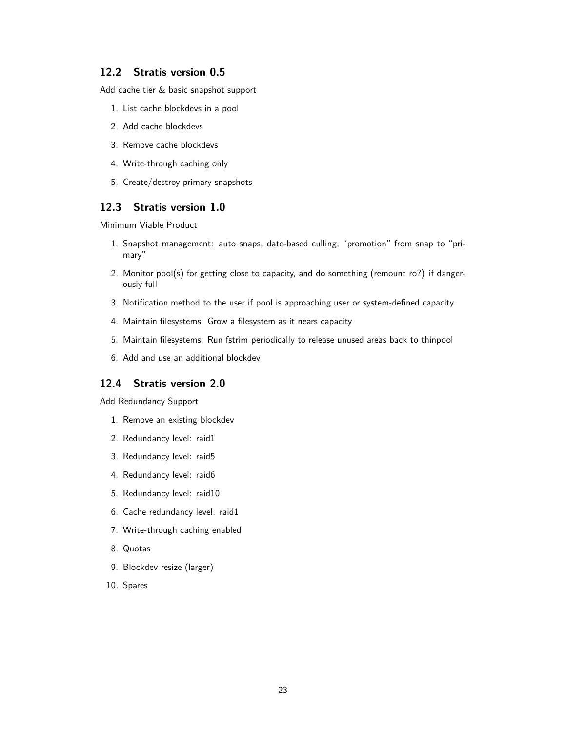## 12.2 Stratis version 0.5

Add cache tier & basic snapshot support

1. List cache blockdevs in a pool
2. Add cache blockdevs
3. Remove cache blockdevs
4. Write-through caching only
5. Create/destroy primary snapshots

## 12.3 Stratis version 1.0

Minimum Viable Product

1. Snapshot management: auto snaps, date-based culling, "promotion" from snap to "primary"
2. Monitor pool(s) for getting close to capacity, and do something (remount ro?) if dangerously full
3. Notification method to the user if pool is approaching user or system-defined capacity
4. Maintain filesystems: Grow a filesystem as it nears capacity
5. Maintain filesystems: Run fstrim periodically to release unused areas back to thinpool
6. Add and use an additional blockdev

## 12.4 Stratis version 2.0

Add Redundancy Support

1. Remove an existing blockdev
2. Redundancy level: raid1
3. Redundancy level: raid5
4. Redundancy level: raid6
5. Redundancy level: raid10
6. Cache redundancy level: raid1
7. Write-through caching enabled
8. Quotas
9. Blockdev resize (larger)
10. Spares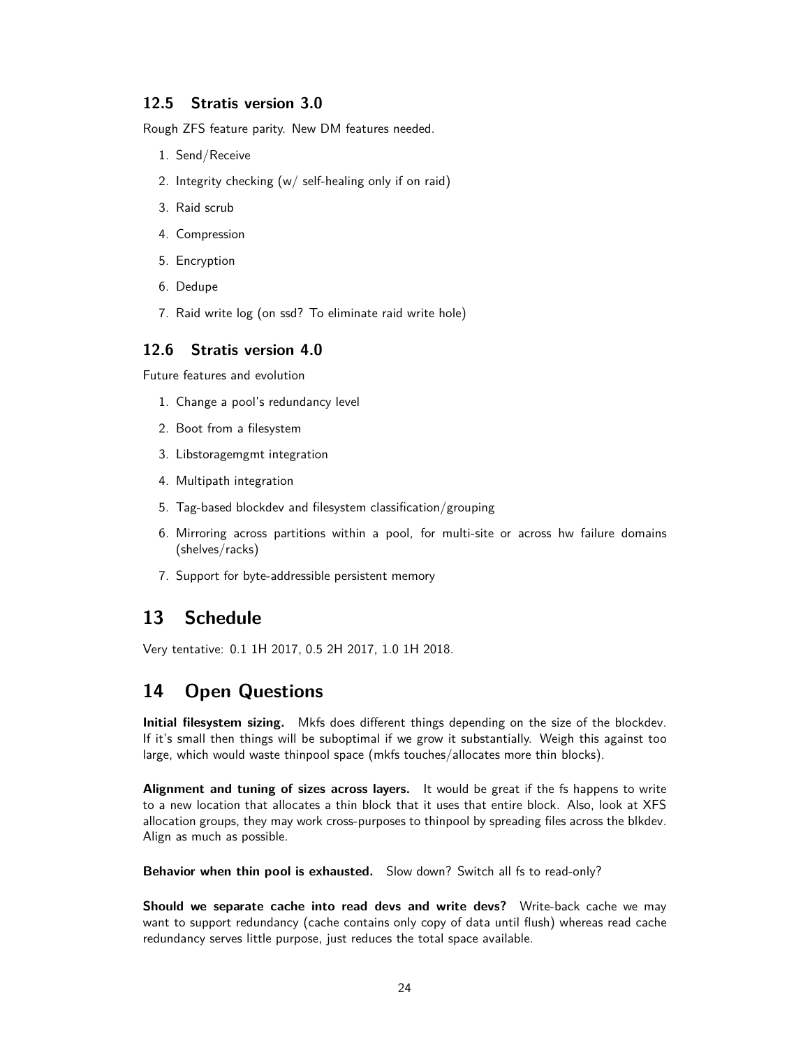### 12.5 Stratis version 3.0

Rough ZFS feature parity. New DM features needed.

1. Send/Receive
2. Integrity checking (w/ self-healing only if on raid)
3. Raid scrub
4. Compression
5. Encryption
6. Dedupe
7. Raid write log (on ssd? To eliminate raid write hole)

### 12.6 Stratis version 4.0

Future features and evolution

1. Change a pool's redundancy level
2. Boot from a filesystem
3. Libstoragemgmt integration
4. Multipath integration
5. Tag-based blockdev and filesystem classification/grouping
6. Mirroring across partitions within a pool, for multi-site or across hw failure domains (shelves/racks)
7. Support for byte-addressible persistent memory

## 13 Schedule

Very tentative: 0.1 1H 2017, 0.5 2H 2017, 1.0 1H 2018.

## 14 Open Questions

**Initial filesystem sizing.** Mkfs does different things depending on the size of the blockdev. If it's small then things will be suboptimal if we grow it substantially. Weigh this against too large, which would waste thinpool space (mkfs touches/allocates more thin blocks).

**Alignment and tuning of sizes across layers.** It would be great if the fs happens to write to a new location that allocates a thin block that it uses that entire block. Also, look at XFS allocation groups, they may work cross-purposes to thinpool by spreading files across the blkdev. Align as much as possible.

**Behavior when thin pool is exhausted.** Slow down? Switch all fs to read-only?

**Should we separate cache into read devs and write devs?** Write-back cache we may want to support redundancy (cache contains only copy of data until flush) whereas read cache redundancy serves little purpose, just reduces the total space available.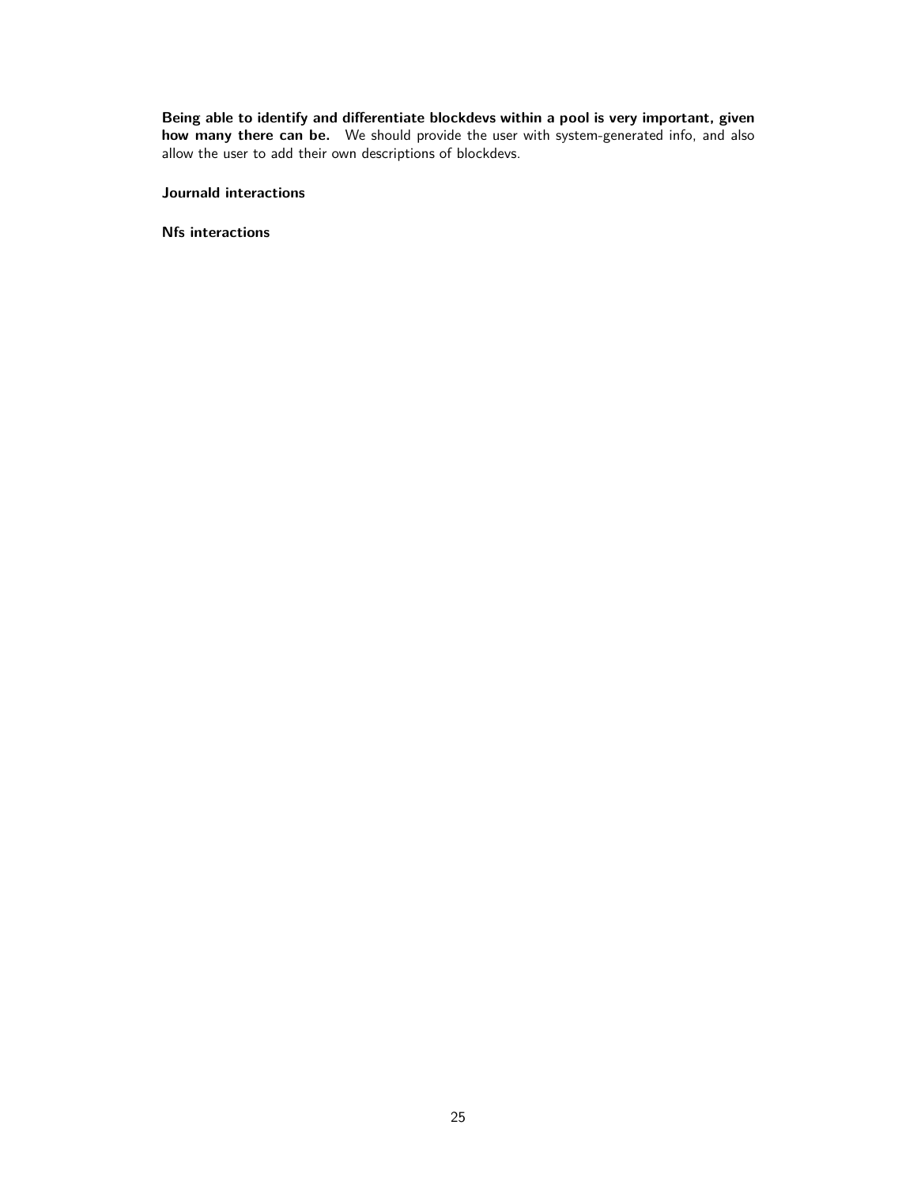**Being able to identify and differentiate blockdevs within a pool is very important, given how many there can be.** We should provide the user with system-generated info, and also allow the user to add their own descriptions of blockdevs.

**Journald interactions**

**Nfs interactions**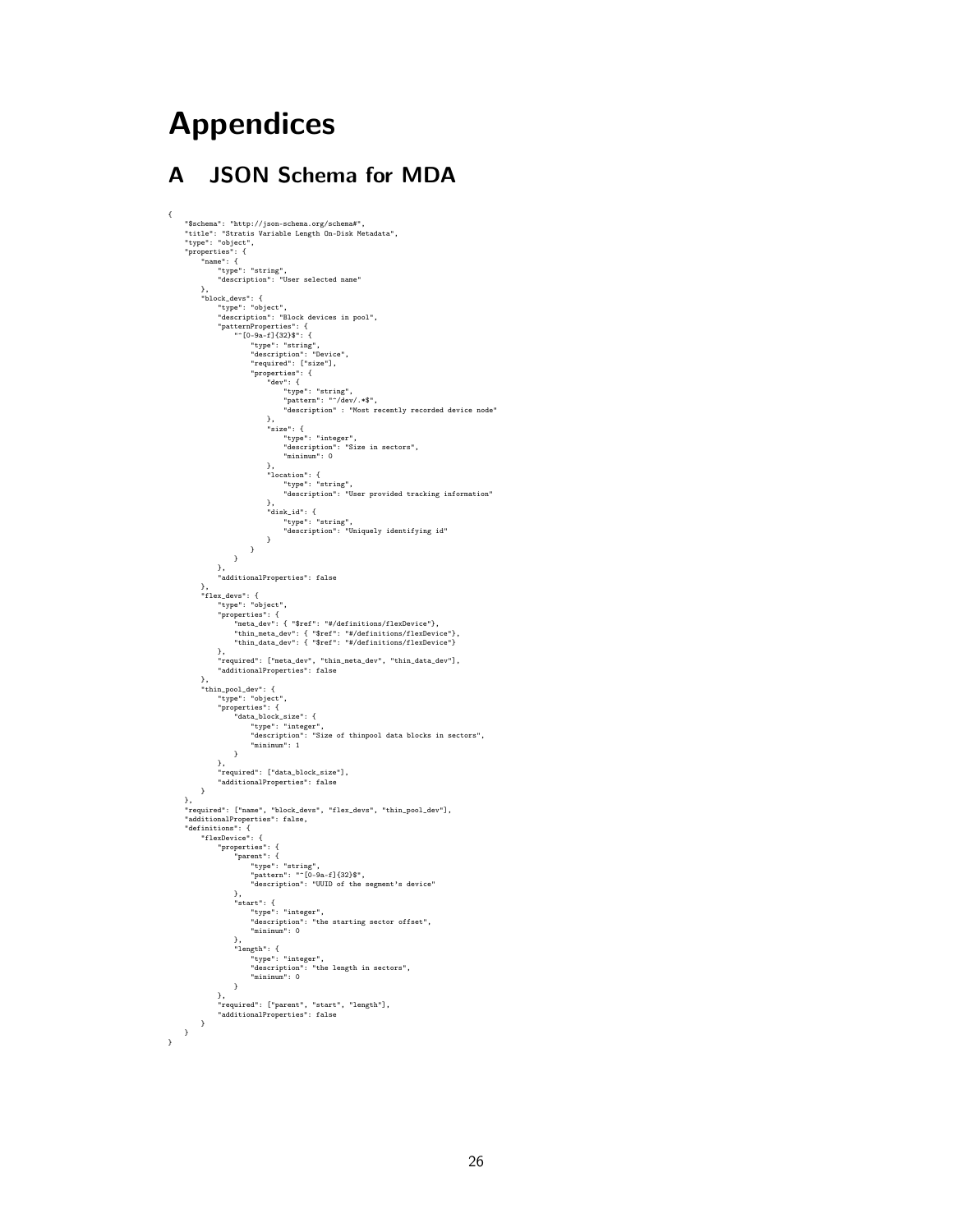# Appendices

## A JSON Schema for MDA

```
{
    "$schema": "http://json-schema.org/schema#",
    "title": "Stratis Variable Length On-Disk Metadata",
    "type": "object",
    "properties": {
        "name": {
            "type": "string",
            "description": "User selected name"
        },
        "block_devs": {
            "type": "object",
            "description": "Block devices in pool",
            "patternProperties": {
                "^[0-9a-f]{32}$": {
                    "type": "string",
                    "description": "Device",
                    "required": ["size"],
                    "properties": {
                        "dev": {
                            "type": "string",
                            "pattern": "^/dev/.*$",
                            "description" : "Most recently recorded device node"
                        },
                        "size": {
                            "type": "integer",
                            "description": "Size in sectors",
                            "minimum": 0
                        },
                        "location": {
                            "type": "string",
                            "description": "User provided tracking information"
                        },
                        "disk_id": {
                            "type": "string",
                            "description": "Uniquely identifying id"
                        }
                    }
                }
            },
            "additionalProperties": false
        },
        "flex_devs": {
            "type": "object",
            "properties": {
                "meta_dev": { "$ref": "#/definitions/flexDevice"},
                "thin_meta_dev": { "$ref": "#/definitions/flexDevice"},
                "thin_data_dev": { "$ref": "#/definitions/flexDevice"}
            },
            "required": ["meta_dev", "thin_meta_dev", "thin_data_dev"],
            "additionalProperties": false
        },
        "thin_pool_dev": {
            "type": "object",
            "properties": {
                "data_block_size": {
                    "type": "integer",
                    "description": "Size of thinpool data blocks in sectors",
                    "minimum": 1
                }
            },
            "required": ["data_block_size"],
            "additionalProperties": false
        }
    },
    "required": ["name", "block_devs", "flex_devs", "thin_pool_dev"],
    "additionalProperties": false,
    "definitions": {
        "flexDevice": {
            "properties": {
                "parent": {
                    "type": "string",
                    "pattern": "^[0-9a-f]{32}$",
                    "description": "UUID of the segment's device"
                },
                "start": {
                    "type": "integer",
                    "description": "the starting sector offset",
                    "minimum": 0
                },
                "length": {
                    "type": "integer",
                    "description": "the length in sectors",
                    "minimum": 0
                }
            },
            "required": ["parent", "start", "length"],
            "additionalProperties": false
        }
    }
}
```